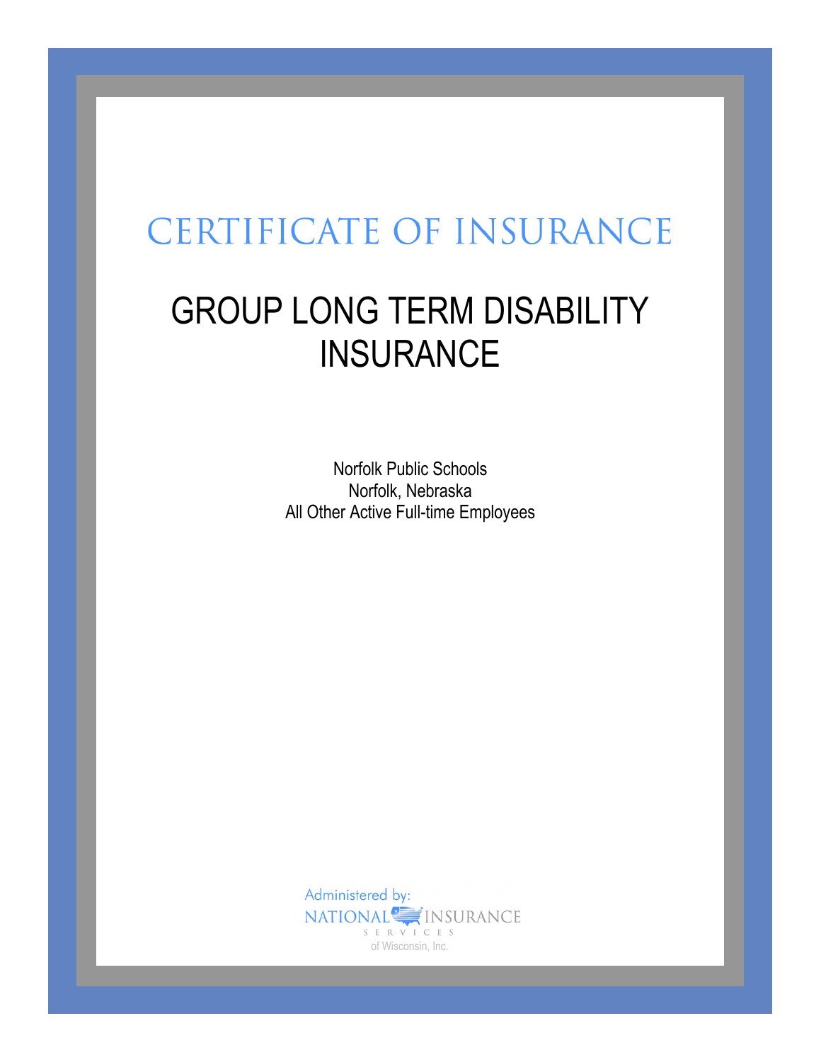# CERTIFICATE OF INSURANCE

## GROUP LONG TERM DISABILITY INSURANCE

Norfolk Public Schools
Norfolk, Nebraska
All Other Active Full-time Employees

Administered by:
NATIONAL INSURANCE SERVICES
of Wisconsin, Inc.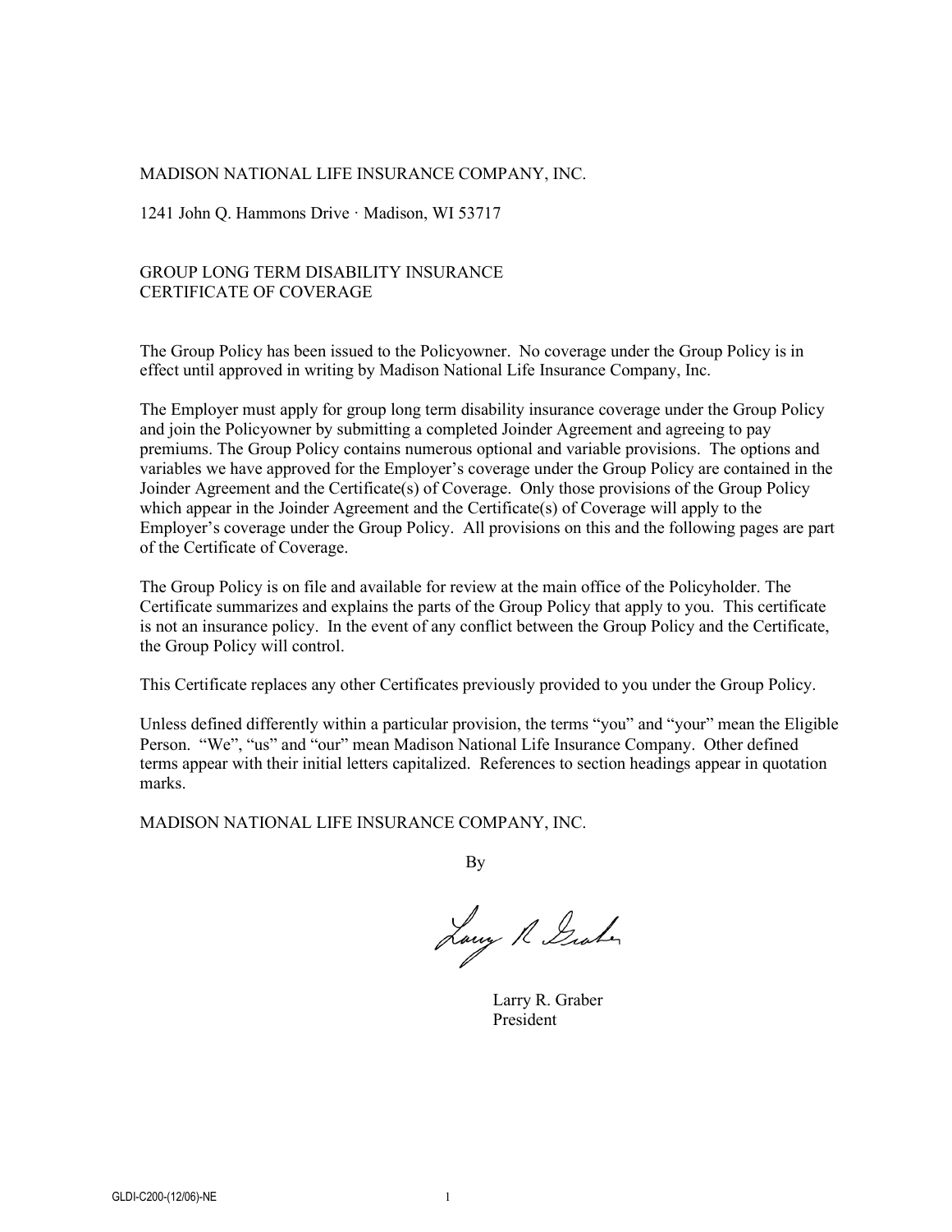MADISON NATIONAL LIFE INSURANCE COMPANY, INC.

1241 John Q. Hammons Drive · Madison, WI 53717

# GROUP LONG TERM DISABILITY INSURANCE CERTIFICATE OF COVERAGE

The Group Policy has been issued to the Policyowner. No coverage under the Group Policy is in effect until approved in writing by Madison National Life Insurance Company, Inc.

The Employer must apply for group long term disability insurance coverage under the Group Policy and join the Policyowner by submitting a completed Joinder Agreement and agreeing to pay premiums. The Group Policy contains numerous optional and variable provisions. The options and variables we have approved for the Employer's coverage under the Group Policy are contained in the Joinder Agreement and the Certificate(s) of Coverage. Only those provisions of the Group Policy which appear in the Joinder Agreement and the Certificate(s) of Coverage will apply to the Employer's coverage under the Group Policy. All provisions on this and the following pages are part of the Certificate of Coverage.

The Group Policy is on file and available for review at the main office of the Policyholder. The Certificate summarizes and explains the parts of the Group Policy that apply to you. This certificate is not an insurance policy. In the event of any conflict between the Group Policy and the Certificate, the Group Policy will control.

This Certificate replaces any other Certificates previously provided to you under the Group Policy.

Unless defined differently within a particular provision, the terms "you" and "your" mean the Eligible Person. "We", "us" and "our" mean Madison National Life Insurance Company. Other defined terms appear with their initial letters capitalized. References to section headings appear in quotation marks.

MADISON NATIONAL LIFE INSURANCE COMPANY, INC.

By

Larry R. Graber
President

GLDI-C200-(12/06)-NE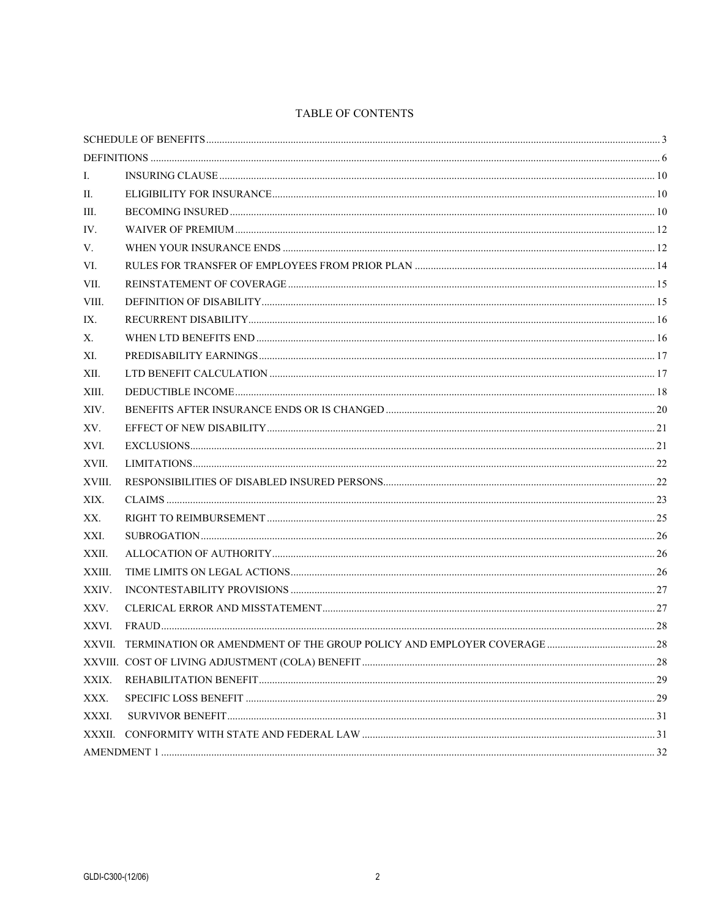# TABLE OF CONTENTS

| | | |
|---|---|---|
| SCHEDULE OF BENEFITS | | 3 |
| DEFINITIONS | | 6 |
| I. | INSURING CLAUSE | 10 |
| II. | ELIGIBILITY FOR INSURANCE | 10 |
| III. | BECOMING INSURED | 10 |
| IV. | WAIVER OF PREMIUM | 12 |
| V. | WHEN YOUR INSURANCE ENDS | 12 |
| VI. | RULES FOR TRANSFER OF EMPLOYEES FROM PRIOR PLAN | 14 |
| VII. | REINSTATEMENT OF COVERAGE | 15 |
| VIII. | DEFINITION OF DISABILITY | 15 |
| IX. | RECURRENT DISABILITY | 16 |
| X. | WHEN LTD BENEFITS END | 16 |
| XI. | PREDISABILITY EARNINGS | 17 |
| XII. | LTD BENEFIT CALCULATION | 17 |
| XIII. | DEDUCTIBLE INCOME | 18 |
| XIV. | BENEFITS AFTER INSURANCE ENDS OR IS CHANGED | 20 |
| XV. | EFFECT OF NEW DISABILITY | 21 |
| XVI. | EXCLUSIONS | 21 |
| XVII. | LIMITATIONS | 22 |
| XVIII. | RESPONSIBILITIES OF DISABLED INSURED PERSONS | 22 |
| XIX. | CLAIMS | 23 |
| XX. | RIGHT TO REIMBURSEMENT | 25 |
| XXI. | SUBROGATION | 26 |
| XXII. | ALLOCATION OF AUTHORITY | 26 |
| XXIII. | TIME LIMITS ON LEGAL ACTIONS | 26 |
| XXIV. | INCONTESTABILITY PROVISIONS | 27 |
| XXV. | CLERICAL ERROR AND MISSTATEMENT | 27 |
| XXVI. | FRAUD | 28 |
| XXVII. | TERMINATION OR AMENDMENT OF THE GROUP POLICY AND EMPLOYER COVERAGE | 28 |
| XXVIII. | COST OF LIVING ADJUSTMENT (COLA) BENEFIT | 28 |
| XXIX. | REHABILITATION BENEFIT | 29 |
| XXX. | SPECIFIC LOSS BENEFIT | 29 |
| XXXI. | SURVIVOR BENEFIT | 31 |
| XXXII. | CONFORMITY WITH STATE AND FEDERAL LAW | 31 |
| AMENDMENT 1 | | 32 |

GLDI-C300-(12/06)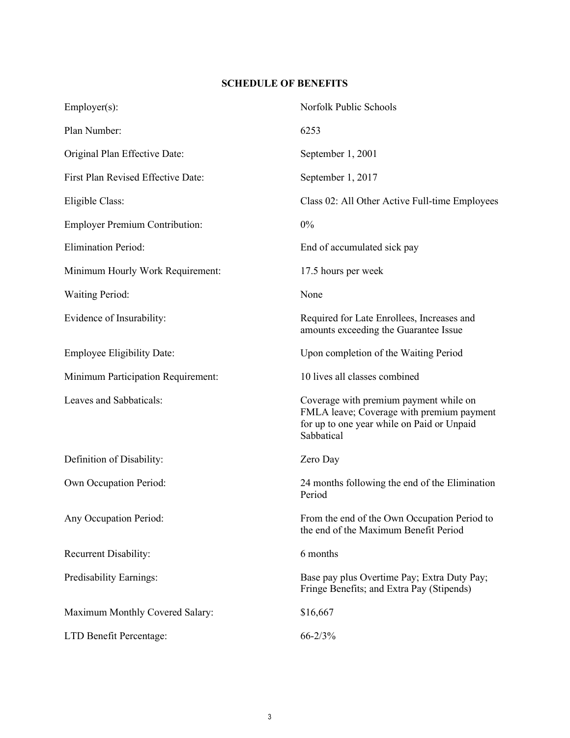## SCHEDULE OF BENEFITS

| | |
|---|---|
| Employer(s): | Norfolk Public Schools |
| Plan Number: | 6253 |
| Original Plan Effective Date: | September 1, 2001 |
| First Plan Revised Effective Date: | September 1, 2017 |
| Eligible Class: | Class 02: All Other Active Full-time Employees |
| Employer Premium Contribution: | 0% |
| Elimination Period: | End of accumulated sick pay |
| Minimum Hourly Work Requirement: | 17.5 hours per week |
| Waiting Period: | None |
| Evidence of Insurability: | Required for Late Enrollees, Increases and amounts exceeding the Guarantee Issue |
| Employee Eligibility Date: | Upon completion of the Waiting Period |
| Minimum Participation Requirement: | 10 lives all classes combined |
| Leaves and Sabbaticals: | Coverage with premium payment while on FMLA leave; Coverage with premium payment for up to one year while on Paid or Unpaid Sabbatical |
| Definition of Disability: | Zero Day |
| Own Occupation Period: | 24 months following the end of the Elimination Period |
| Any Occupation Period: | From the end of the Own Occupation Period to the end of the Maximum Benefit Period |
| Recurrent Disability: | 6 months |
| Predisability Earnings: | Base pay plus Overtime Pay; Extra Duty Pay; Fringe Benefits; and Extra Pay (Stipends) |
| Maximum Monthly Covered Salary: | $16,667 |
| LTD Benefit Percentage: | 66-2/3% |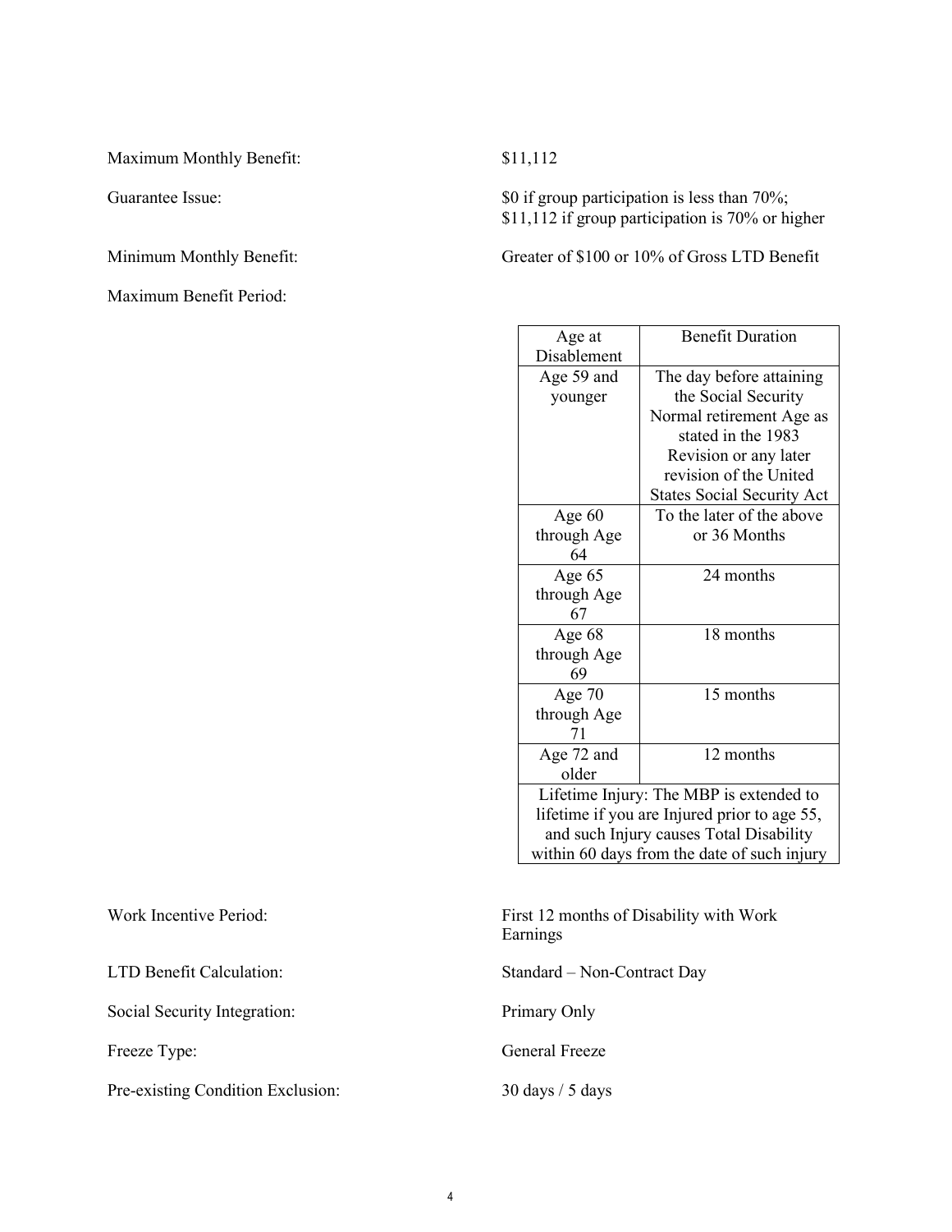Maximum Monthly Benefit: $11,112

Guarantee Issue: $0 if group participation is less than 70%; $11,112 if group participation is 70% or higher

Minimum Monthly Benefit: Greater of $100 or 10% of Gross LTD Benefit

Maximum Benefit Period:

| Age at Disablement | Benefit Duration |
|---|---|
| Age 59 and younger | The day before attaining the Social Security Normal retirement Age as stated in the 1983 Revision or any later revision of the United States Social Security Act |
| Age 60 through Age 64 | To the later of the above or 36 Months |
| Age 65 through Age 67 | 24 months |
| Age 68 through Age 69 | 18 months |
| Age 70 through Age 71 | 15 months |
| Age 72 and older | 12 months |
| Lifetime Injury: The MBP is extended to lifetime if you are Injured prior to age 55, and such Injury causes Total Disability within 60 days from the date of such injury | |

Work Incentive Period: First 12 months of Disability with Work Earnings

LTD Benefit Calculation: Standard – Non-Contract Day

Social Security Integration: Primary Only

Freeze Type: General Freeze

Pre-existing Condition Exclusion: 30 days / 5 days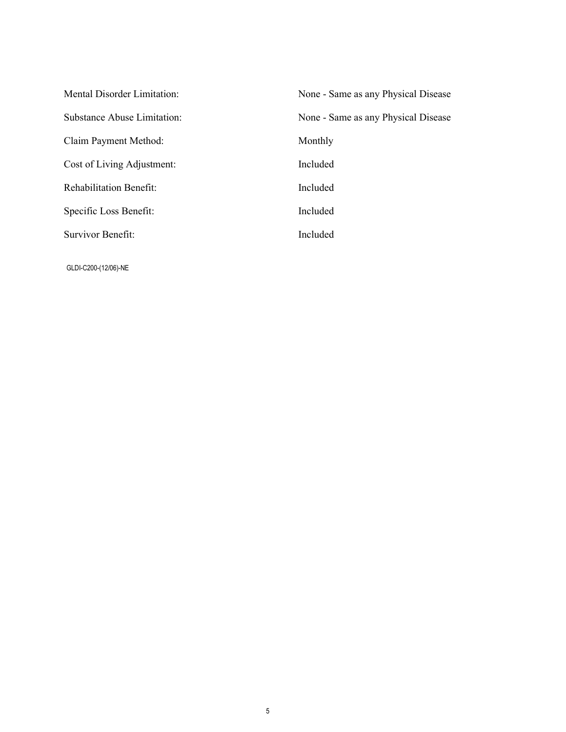| | |
|---|---|
| Mental Disorder Limitation: | None - Same as any Physical Disease |
| Substance Abuse Limitation: | None - Same as any Physical Disease |
| Claim Payment Method: | Monthly |
| Cost of Living Adjustment: | Included |
| Rehabilitation Benefit: | Included |
| Specific Loss Benefit: | Included |
| Survivor Benefit: | Included |

GLDI-C200-(12/06)-NE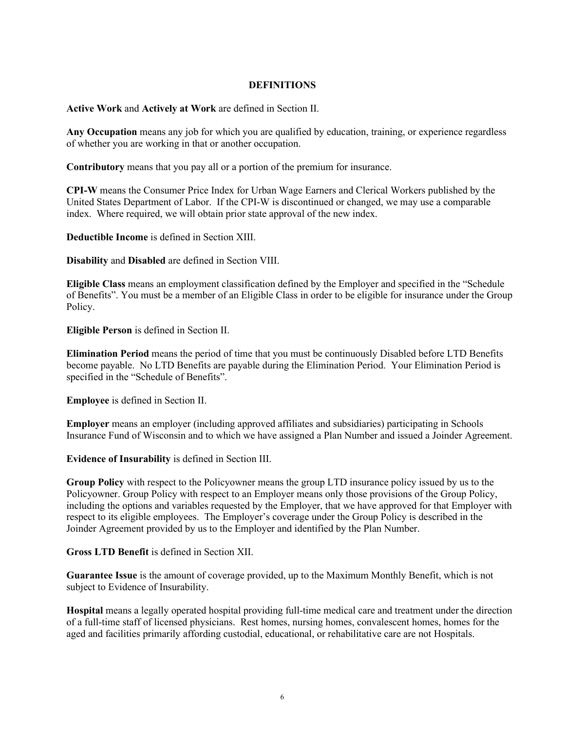# DEFINITIONS

**Active Work** and **Actively at Work** are defined in Section II.

**Any Occupation** means any job for which you are qualified by education, training, or experience regardless of whether you are working in that or another occupation.

**Contributory** means that you pay all or a portion of the premium for insurance.

**CPI-W** means the Consumer Price Index for Urban Wage Earners and Clerical Workers published by the United States Department of Labor. If the CPI-W is discontinued or changed, we may use a comparable index. Where required, we will obtain prior state approval of the new index.

**Deductible Income** is defined in Section XIII.

**Disability** and **Disabled** are defined in Section VIII.

**Eligible Class** means an employment classification defined by the Employer and specified in the "Schedule of Benefits". You must be a member of an Eligible Class in order to be eligible for insurance under the Group Policy.

**Eligible Person** is defined in Section II.

**Elimination Period** means the period of time that you must be continuously Disabled before LTD Benefits become payable. No LTD Benefits are payable during the Elimination Period. Your Elimination Period is specified in the "Schedule of Benefits".

**Employee** is defined in Section II.

**Employer** means an employer (including approved affiliates and subsidiaries) participating in Schools Insurance Fund of Wisconsin and to which we have assigned a Plan Number and issued a Joinder Agreement.

**Evidence of Insurability** is defined in Section III.

**Group Policy** with respect to the Policyowner means the group LTD insurance policy issued by us to the Policyowner. Group Policy with respect to an Employer means only those provisions of the Group Policy, including the options and variables requested by the Employer, that we have approved for that Employer with respect to its eligible employees. The Employer's coverage under the Group Policy is described in the Joinder Agreement provided by us to the Employer and identified by the Plan Number.

**Gross LTD Benefit** is defined in Section XII.

**Guarantee Issue** is the amount of coverage provided, up to the Maximum Monthly Benefit, which is not subject to Evidence of Insurability.

**Hospital** means a legally operated hospital providing full-time medical care and treatment under the direction of a full-time staff of licensed physicians. Rest homes, nursing homes, convalescent homes, homes for the aged and facilities primarily affording custodial, educational, or rehabilitative care are not Hospitals.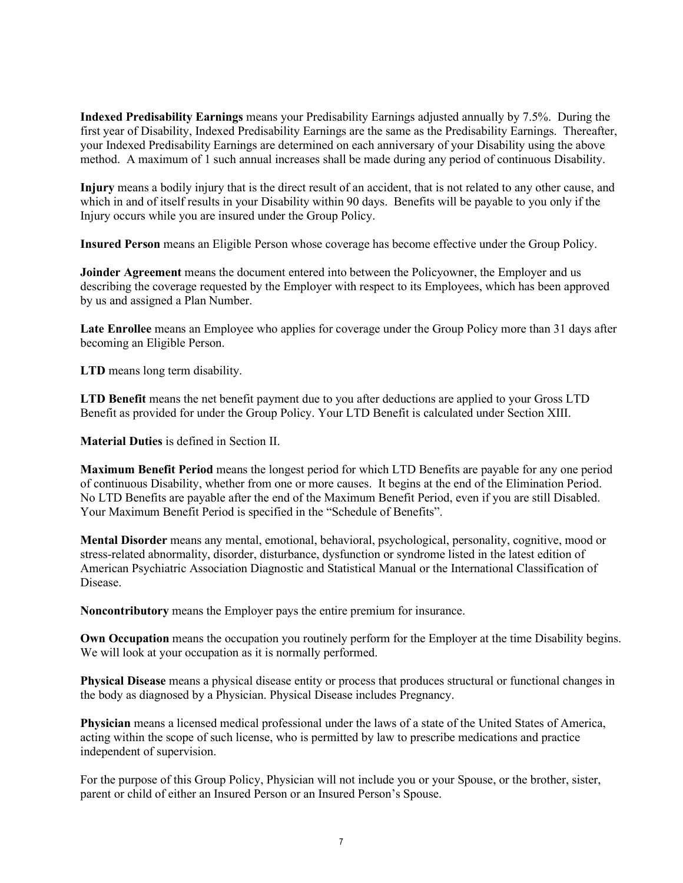**Indexed Predisability Earnings** means your Predisability Earnings adjusted annually by 7.5%. During the first year of Disability, Indexed Predisability Earnings are the same as the Predisability Earnings. Thereafter, your Indexed Predisability Earnings are determined on each anniversary of your Disability using the above method. A maximum of 1 such annual increases shall be made during any period of continuous Disability.

**Injury** means a bodily injury that is the direct result of an accident, that is not related to any other cause, and which in and of itself results in your Disability within 90 days. Benefits will be payable to you only if the Injury occurs while you are insured under the Group Policy.

**Insured Person** means an Eligible Person whose coverage has become effective under the Group Policy.

**Joinder Agreement** means the document entered into between the Policyowner, the Employer and us describing the coverage requested by the Employer with respect to its Employees, which has been approved by us and assigned a Plan Number.

**Late Enrollee** means an Employee who applies for coverage under the Group Policy more than 31 days after becoming an Eligible Person.

**LTD** means long term disability.

**LTD Benefit** means the net benefit payment due to you after deductions are applied to your Gross LTD Benefit as provided for under the Group Policy. Your LTD Benefit is calculated under Section XIII.

**Material Duties** is defined in Section II.

**Maximum Benefit Period** means the longest period for which LTD Benefits are payable for any one period of continuous Disability, whether from one or more causes. It begins at the end of the Elimination Period. No LTD Benefits are payable after the end of the Maximum Benefit Period, even if you are still Disabled. Your Maximum Benefit Period is specified in the "Schedule of Benefits".

**Mental Disorder** means any mental, emotional, behavioral, psychological, personality, cognitive, mood or stress-related abnormality, disorder, disturbance, dysfunction or syndrome listed in the latest edition of American Psychiatric Association Diagnostic and Statistical Manual or the International Classification of Disease.

**Noncontributory** means the Employer pays the entire premium for insurance.

**Own Occupation** means the occupation you routinely perform for the Employer at the time Disability begins. We will look at your occupation as it is normally performed.

**Physical Disease** means a physical disease entity or process that produces structural or functional changes in the body as diagnosed by a Physician. Physical Disease includes Pregnancy.

**Physician** means a licensed medical professional under the laws of a state of the United States of America, acting within the scope of such license, who is permitted by law to prescribe medications and practice independent of supervision.

For the purpose of this Group Policy, Physician will not include you or your Spouse, or the brother, sister, parent or child of either an Insured Person or an Insured Person's Spouse.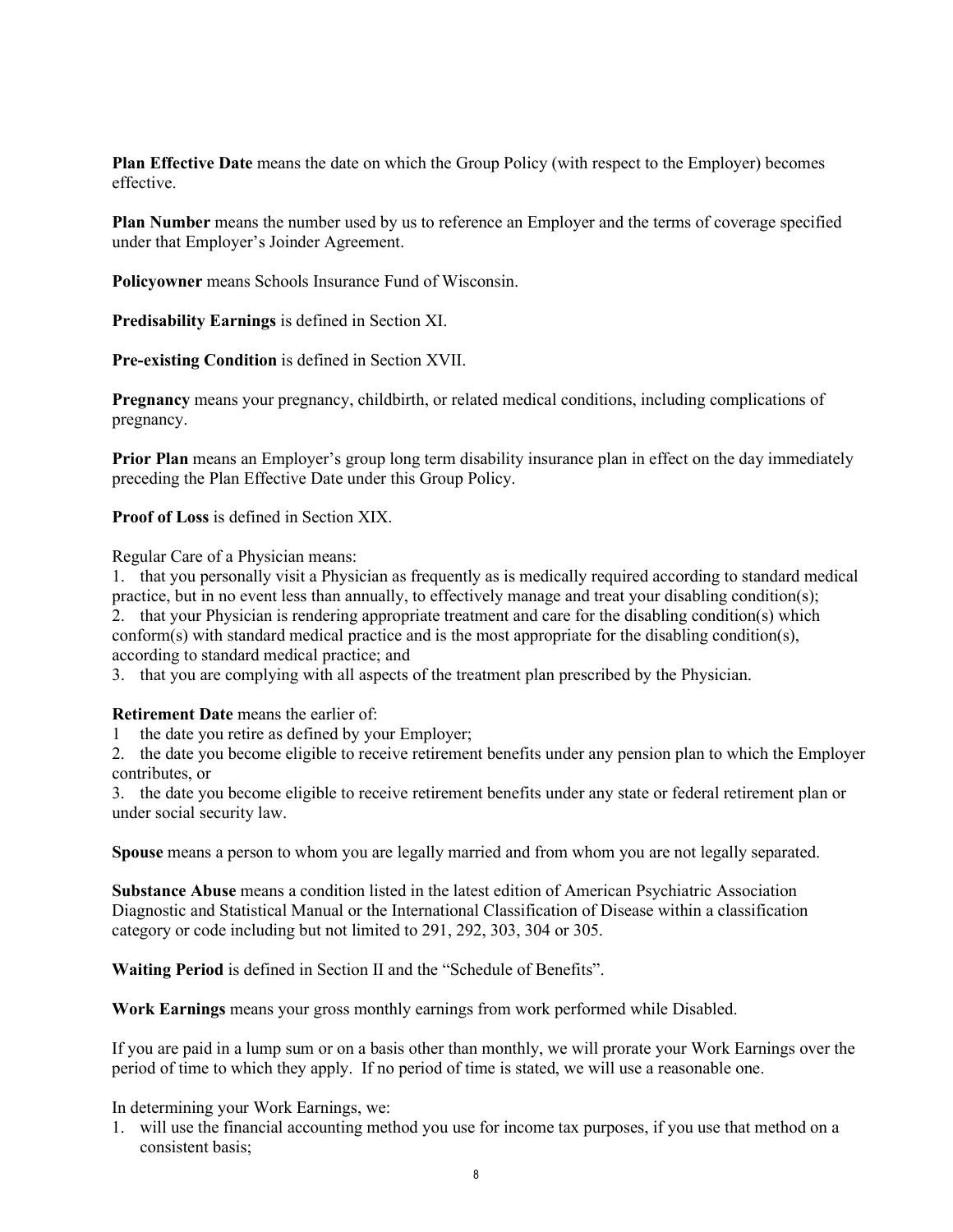**Plan Effective Date** means the date on which the Group Policy (with respect to the Employer) becomes effective.

**Plan Number** means the number used by us to reference an Employer and the terms of coverage specified under that Employer's Joinder Agreement.

**Policyowner** means Schools Insurance Fund of Wisconsin.

**Predisability Earnings** is defined in Section XI.

**Pre-existing Condition** is defined in Section XVII.

**Pregnancy** means your pregnancy, childbirth, or related medical conditions, including complications of pregnancy.

**Prior Plan** means an Employer's group long term disability insurance plan in effect on the day immediately preceding the Plan Effective Date under this Group Policy.

**Proof of Loss** is defined in Section XIX.

Regular Care of a Physician means:

1. that you personally visit a Physician as frequently as is medically required according to standard medical practice, but in no event less than annually, to effectively manage and treat your disabling condition(s);
2. that your Physician is rendering appropriate treatment and care for the disabling condition(s) which conform(s) with standard medical practice and is the most appropriate for the disabling condition(s), according to standard medical practice; and
3. that you are complying with all aspects of the treatment plan prescribed by the Physician.

**Retirement Date** means the earlier of:

1 the date you retire as defined by your Employer;

2. the date you become eligible to receive retirement benefits under any pension plan to which the Employer contributes, or

3. the date you become eligible to receive retirement benefits under any state or federal retirement plan or under social security law.

**Spouse** means a person to whom you are legally married and from whom you are not legally separated.

**Substance Abuse** means a condition listed in the latest edition of American Psychiatric Association Diagnostic and Statistical Manual or the International Classification of Disease within a classification category or code including but not limited to 291, 292, 303, 304 or 305.

**Waiting Period** is defined in Section II and the "Schedule of Benefits".

**Work Earnings** means your gross monthly earnings from work performed while Disabled.

If you are paid in a lump sum or on a basis other than monthly, we will prorate your Work Earnings over the period of time to which they apply. If no period of time is stated, we will use a reasonable one.

In determining your Work Earnings, we:

1. will use the financial accounting method you use for income tax purposes, if you use that method on a consistent basis;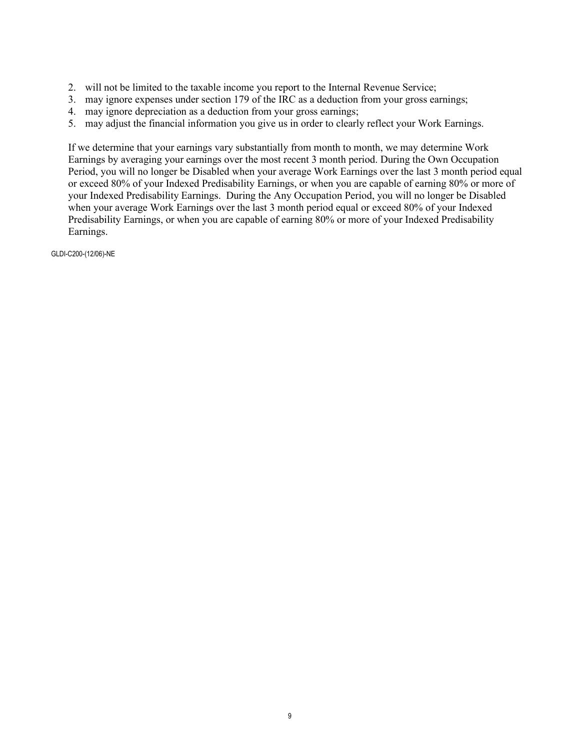2. will not be limited to the taxable income you report to the Internal Revenue Service;
3. may ignore expenses under section 179 of the IRC as a deduction from your gross earnings;
4. may ignore depreciation as a deduction from your gross earnings;
5. may adjust the financial information you give us in order to clearly reflect your Work Earnings.

If we determine that your earnings vary substantially from month to month, we may determine Work Earnings by averaging your earnings over the most recent 3 month period. During the Own Occupation Period, you will no longer be Disabled when your average Work Earnings over the last 3 month period equal or exceed 80% of your Indexed Predisability Earnings, or when you are capable of earning 80% or more of your Indexed Predisability Earnings. During the Any Occupation Period, you will no longer be Disabled when your average Work Earnings over the last 3 month period equal or exceed 80% of your Indexed Predisability Earnings, or when you are capable of earning 80% or more of your Indexed Predisability Earnings.

GLDI-C200-(12/06)-NE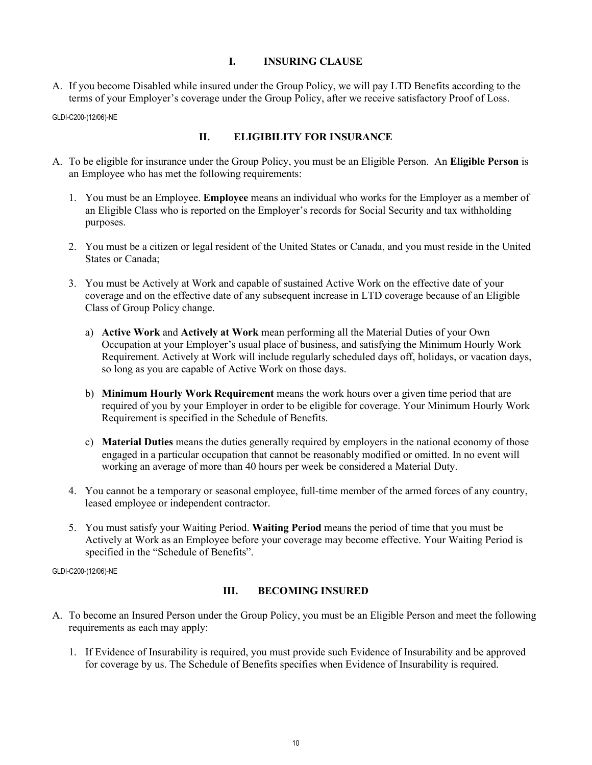## I. INSURING CLAUSE

A. If you become Disabled while insured under the Group Policy, we will pay LTD Benefits according to the terms of your Employer's coverage under the Group Policy, after we receive satisfactory Proof of Loss.

GLDI-C200-(12/06)-NE

## II. ELIGIBILITY FOR INSURANCE

A. To be eligible for insurance under the Group Policy, you must be an Eligible Person. An **Eligible Person** is an Employee who has met the following requirements:

1. You must be an Employee. **Employee** means an individual who works for the Employer as a member of an Eligible Class who is reported on the Employer's records for Social Security and tax withholding purposes.

2. You must be a citizen or legal resident of the United States or Canada, and you must reside in the United States or Canada;

3. You must be Actively at Work and capable of sustained Active Work on the effective date of your coverage and on the effective date of any subsequent increase in LTD coverage because of an Eligible Class of Group Policy change.

   a) **Active Work** and **Actively at Work** mean performing all the Material Duties of your Own Occupation at your Employer's usual place of business, and satisfying the Minimum Hourly Work Requirement. Actively at Work will include regularly scheduled days off, holidays, or vacation days, so long as you are capable of Active Work on those days.

   b) **Minimum Hourly Work Requirement** means the work hours over a given time period that are required of you by your Employer in order to be eligible for coverage. Your Minimum Hourly Work Requirement is specified in the Schedule of Benefits.

   c) **Material Duties** means the duties generally required by employers in the national economy of those engaged in a particular occupation that cannot be reasonably modified or omitted. In no event will working an average of more than 40 hours per week be considered a Material Duty.

4. You cannot be a temporary or seasonal employee, full-time member of the armed forces of any country, leased employee or independent contractor.

5. You must satisfy your Waiting Period. **Waiting Period** means the period of time that you must be Actively at Work as an Employee before your coverage may become effective. Your Waiting Period is specified in the "Schedule of Benefits".

GLDI-C200-(12/06)-NE

## III. BECOMING INSURED

A. To become an Insured Person under the Group Policy, you must be an Eligible Person and meet the following requirements as each may apply:

1. If Evidence of Insurability is required, you must provide such Evidence of Insurability and be approved for coverage by us. The Schedule of Benefits specifies when Evidence of Insurability is required.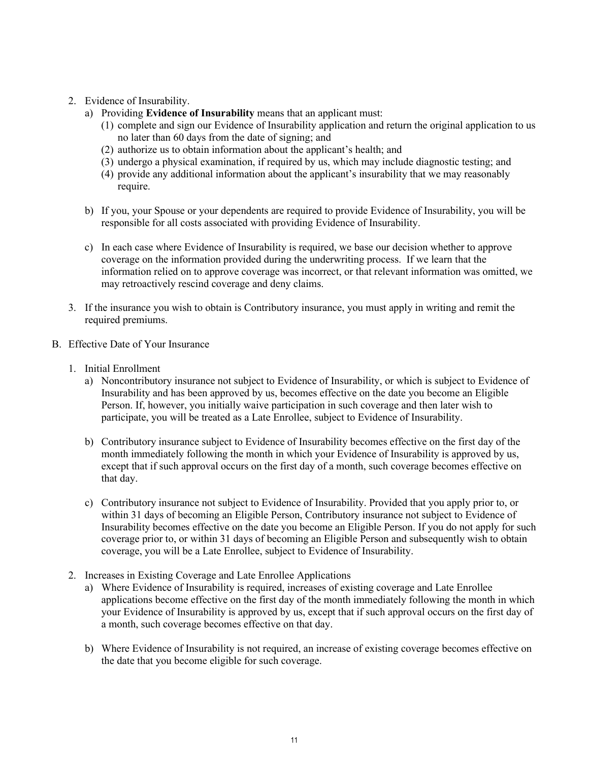2. Evidence of Insurability.
   a) Providing **Evidence of Insurability** means that an applicant must:
      (1) complete and sign our Evidence of Insurability application and return the original application to us no later than 60 days from the date of signing; and
      (2) authorize us to obtain information about the applicant's health; and
      (3) undergo a physical examination, if required by us, which may include diagnostic testing; and
      (4) provide any additional information about the applicant's insurability that we may reasonably require.

   b) If you, your Spouse or your dependents are required to provide Evidence of Insurability, you will be responsible for all costs associated with providing Evidence of Insurability.

   c) In each case where Evidence of Insurability is required, we base our decision whether to approve coverage on the information provided during the underwriting process. If we learn that the information relied on to approve coverage was incorrect, or that relevant information was omitted, we may retroactively rescind coverage and deny claims.

3. If the insurance you wish to obtain is Contributory insurance, you must apply in writing and remit the required premiums.

B. Effective Date of Your Insurance

1. Initial Enrollment
   a) Noncontributory insurance not subject to Evidence of Insurability, or which is subject to Evidence of Insurability and has been approved by us, becomes effective on the date you become an Eligible Person. If, however, you initially waive participation in such coverage and then later wish to participate, you will be treated as a Late Enrollee, subject to Evidence of Insurability.

   b) Contributory insurance subject to Evidence of Insurability becomes effective on the first day of the month immediately following the month in which your Evidence of Insurability is approved by us, except that if such approval occurs on the first day of a month, such coverage becomes effective on that day.

   c) Contributory insurance not subject to Evidence of Insurability. Provided that you apply prior to, or within 31 days of becoming an Eligible Person, Contributory insurance not subject to Evidence of Insurability becomes effective on the date you become an Eligible Person. If you do not apply for such coverage prior to, or within 31 days of becoming an Eligible Person and subsequently wish to obtain coverage, you will be a Late Enrollee, subject to Evidence of Insurability.

2. Increases in Existing Coverage and Late Enrollee Applications
   a) Where Evidence of Insurability is required, increases of existing coverage and Late Enrollee applications become effective on the first day of the month immediately following the month in which your Evidence of Insurability is approved by us, except that if such approval occurs on the first day of a month, such coverage becomes effective on that day.

   b) Where Evidence of Insurability is not required, an increase of existing coverage becomes effective on the date that you become eligible for such coverage.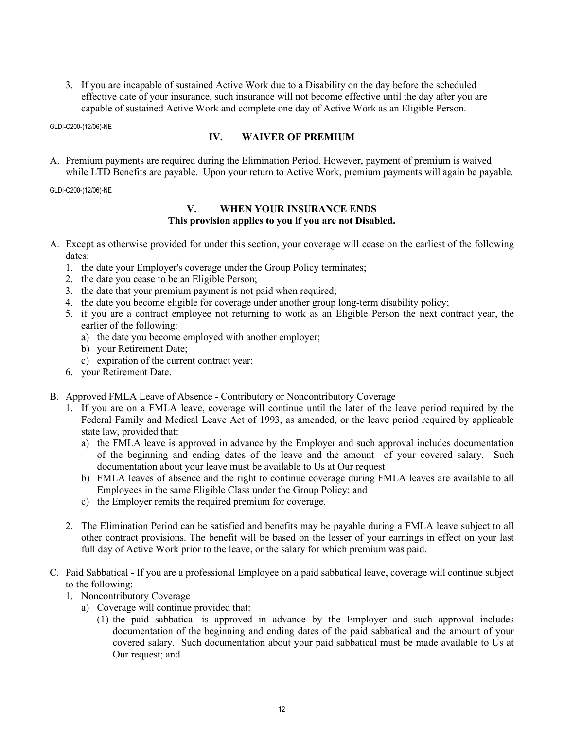3. If you are incapable of sustained Active Work due to a Disability on the day before the scheduled effective date of your insurance, such insurance will not become effective until the day after you are capable of sustained Active Work and complete one day of Active Work as an Eligible Person.

GLDI-C200-(12/06)-NE

## IV. WAIVER OF PREMIUM

A. Premium payments are required during the Elimination Period. However, payment of premium is waived while LTD Benefits are payable. Upon your return to Active Work, premium payments will again be payable.

GLDI-C200-(12/06)-NE

## V. WHEN YOUR INSURANCE ENDS

**This provision applies to you if you are not Disabled.**

A. Except as otherwise provided for under this section, your coverage will cease on the earliest of the following dates:
   1. the date your Employer's coverage under the Group Policy terminates;
   2. the date you cease to be an Eligible Person;
   3. the date that your premium payment is not paid when required;
   4. the date you become eligible for coverage under another group long-term disability policy;
   5. if you are a contract employee not returning to work as an Eligible Person the next contract year, the earlier of the following:
      a) the date you become employed with another employer;
      b) your Retirement Date;
      c) expiration of the current contract year;
   6. your Retirement Date.

B. Approved FMLA Leave of Absence - Contributory or Noncontributory Coverage
   1. If you are on a FMLA leave, coverage will continue until the later of the leave period required by the Federal Family and Medical Leave Act of 1993, as amended, or the leave period required by applicable state law, provided that:
      a) the FMLA leave is approved in advance by the Employer and such approval includes documentation of the beginning and ending dates of the leave and the amount of your covered salary. Such documentation about your leave must be available to Us at Our request
      b) FMLA leaves of absence and the right to continue coverage during FMLA leaves are available to all Employees in the same Eligible Class under the Group Policy; and
      c) the Employer remits the required premium for coverage.

   2. The Elimination Period can be satisfied and benefits may be payable during a FMLA leave subject to all other contract provisions. The benefit will be based on the lesser of your earnings in effect on your last full day of Active Work prior to the leave, or the salary for which premium was paid.

C. Paid Sabbatical - If you are a professional Employee on a paid sabbatical leave, coverage will continue subject to the following:
   1. Noncontributory Coverage
      a) Coverage will continue provided that:
         (1) the paid sabbatical is approved in advance by the Employer and such approval includes documentation of the beginning and ending dates of the paid sabbatical and the amount of your covered salary. Such documentation about your paid sabbatical must be made available to Us at Our request; and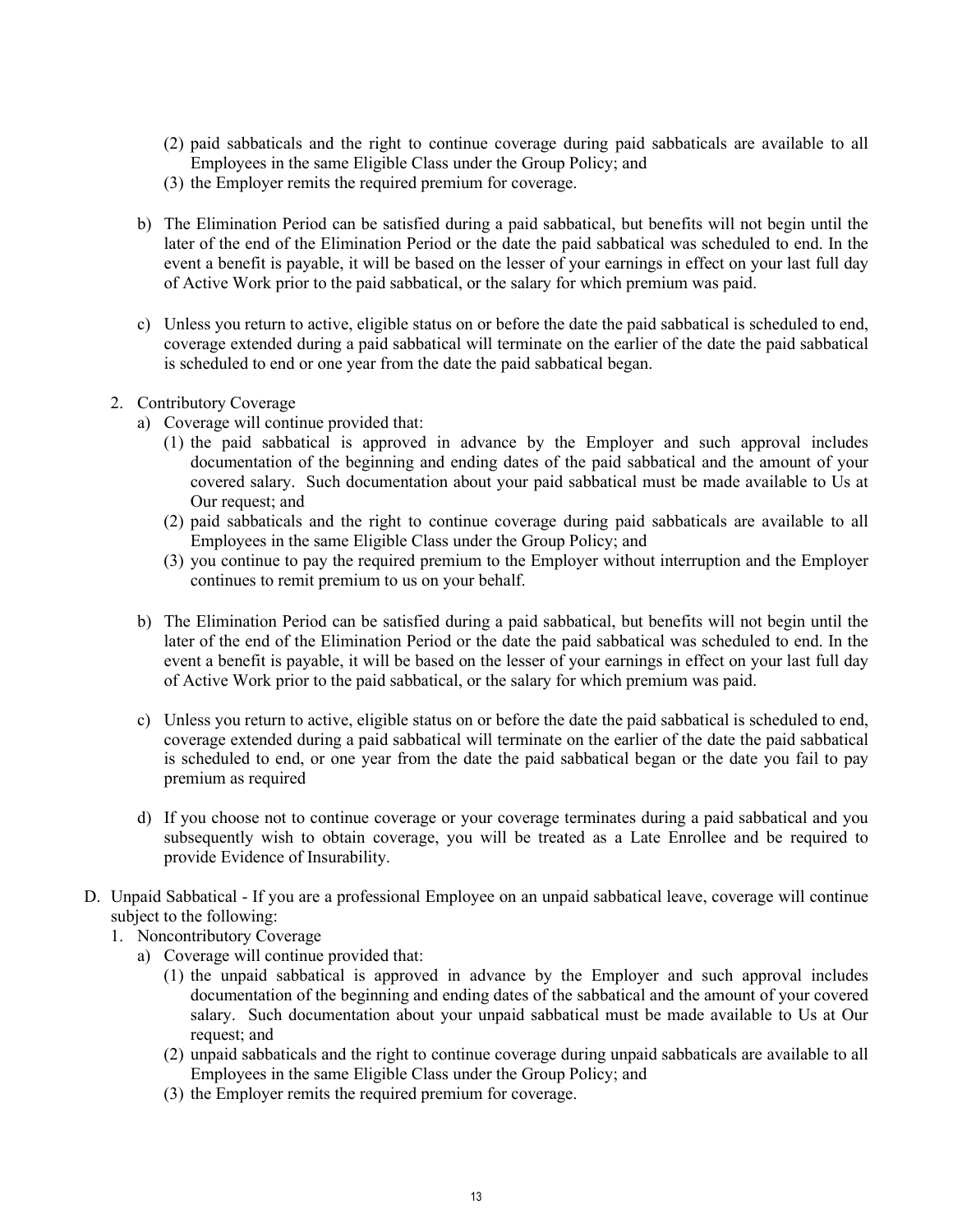(2) paid sabbaticals and the right to continue coverage during paid sabbaticals are available to all Employees in the same Eligible Class under the Group Policy; and
(3) the Employer remits the required premium for coverage.

b) The Elimination Period can be satisfied during a paid sabbatical, but benefits will not begin until the later of the end of the Elimination Period or the date the paid sabbatical was scheduled to end. In the event a benefit is payable, it will be based on the lesser of your earnings in effect on your last full day of Active Work prior to the paid sabbatical, or the salary for which premium was paid.

c) Unless you return to active, eligible status on or before the date the paid sabbatical is scheduled to end, coverage extended during a paid sabbatical will terminate on the earlier of the date the paid sabbatical is scheduled to end or one year from the date the paid sabbatical began.

2. Contributory Coverage
   a) Coverage will continue provided that:
      (1) the paid sabbatical is approved in advance by the Employer and such approval includes documentation of the beginning and ending dates of the paid sabbatical and the amount of your covered salary. Such documentation about your paid sabbatical must be made available to Us at Our request; and
      (2) paid sabbaticals and the right to continue coverage during paid sabbaticals are available to all Employees in the same Eligible Class under the Group Policy; and
      (3) you continue to pay the required premium to the Employer without interruption and the Employer continues to remit premium to us on your behalf.

   b) The Elimination Period can be satisfied during a paid sabbatical, but benefits will not begin until the later of the end of the Elimination Period or the date the paid sabbatical was scheduled to end. In the event a benefit is payable, it will be based on the lesser of your earnings in effect on your last full day of Active Work prior to the paid sabbatical, or the salary for which premium was paid.

   c) Unless you return to active, eligible status on or before the date the paid sabbatical is scheduled to end, coverage extended during a paid sabbatical will terminate on the earlier of the date the paid sabbatical is scheduled to end, or one year from the date the paid sabbatical began or the date you fail to pay premium as required

   d) If you choose not to continue coverage or your coverage terminates during a paid sabbatical and you subsequently wish to obtain coverage, you will be treated as a Late Enrollee and be required to provide Evidence of Insurability.

D. Unpaid Sabbatical - If you are a professional Employee on an unpaid sabbatical leave, coverage will continue subject to the following:
   1. Noncontributory Coverage
      a) Coverage will continue provided that:
         (1) the unpaid sabbatical is approved in advance by the Employer and such approval includes documentation of the beginning and ending dates of the sabbatical and the amount of your covered salary. Such documentation about your unpaid sabbatical must be made available to Us at Our request; and
         (2) unpaid sabbaticals and the right to continue coverage during unpaid sabbaticals are available to all Employees in the same Eligible Class under the Group Policy; and
         (3) the Employer remits the required premium for coverage.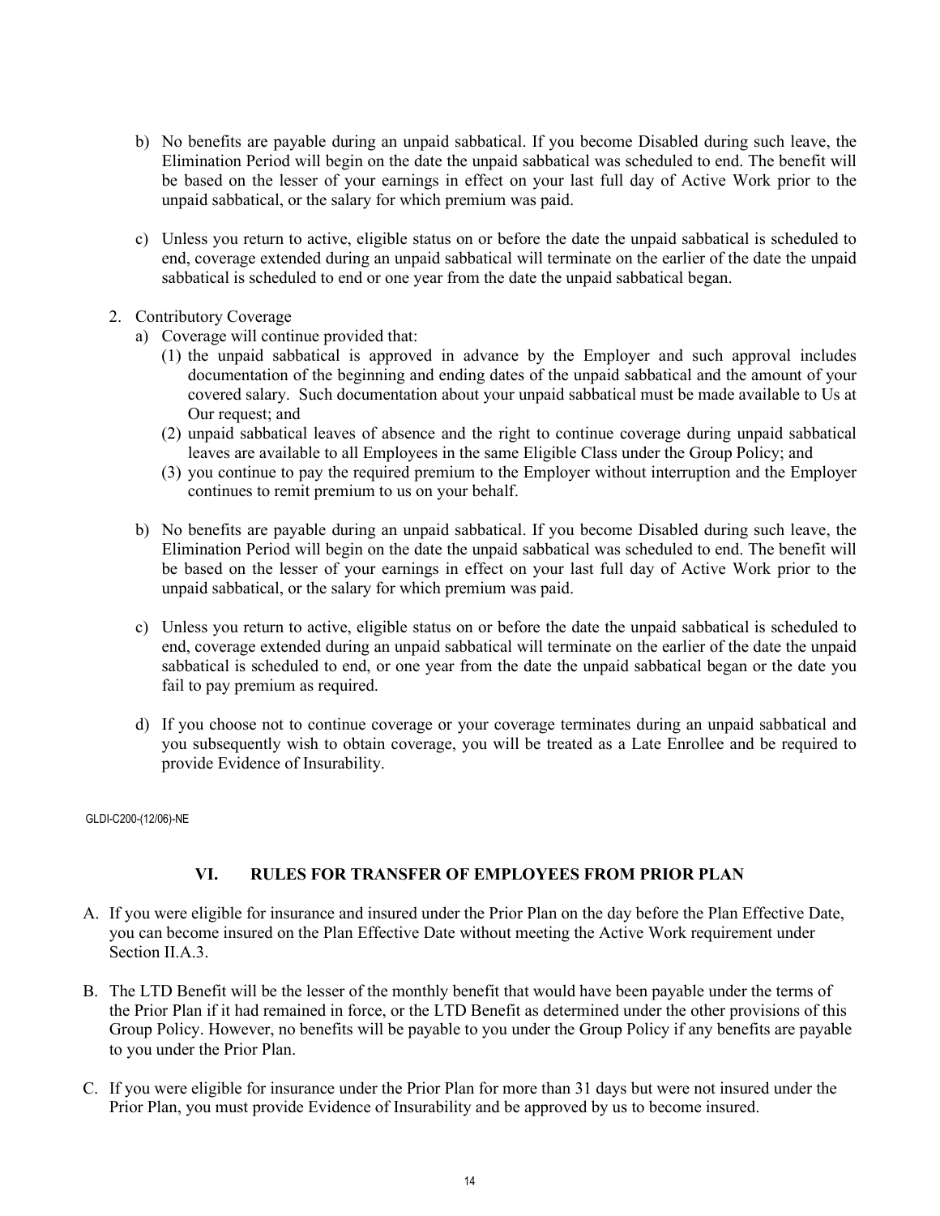b) No benefits are payable during an unpaid sabbatical. If you become Disabled during such leave, the Elimination Period will begin on the date the unpaid sabbatical was scheduled to end. The benefit will be based on the lesser of your earnings in effect on your last full day of Active Work prior to the unpaid sabbatical, or the salary for which premium was paid.

c) Unless you return to active, eligible status on or before the date the unpaid sabbatical is scheduled to end, coverage extended during an unpaid sabbatical will terminate on the earlier of the date the unpaid sabbatical is scheduled to end or one year from the date the unpaid sabbatical began.

2. Contributory Coverage
   a) Coverage will continue provided that:
      (1) the unpaid sabbatical is approved in advance by the Employer and such approval includes documentation of the beginning and ending dates of the unpaid sabbatical and the amount of your covered salary. Such documentation about your unpaid sabbatical must be made available to Us at Our request; and
      (2) unpaid sabbatical leaves of absence and the right to continue coverage during unpaid sabbatical leaves are available to all Employees in the same Eligible Class under the Group Policy; and
      (3) you continue to pay the required premium to the Employer without interruption and the Employer continues to remit premium to us on your behalf.

   b) No benefits are payable during an unpaid sabbatical. If you become Disabled during such leave, the Elimination Period will begin on the date the unpaid sabbatical was scheduled to end. The benefit will be based on the lesser of your earnings in effect on your last full day of Active Work prior to the unpaid sabbatical, or the salary for which premium was paid.

   c) Unless you return to active, eligible status on or before the date the unpaid sabbatical is scheduled to end, coverage extended during an unpaid sabbatical will terminate on the earlier of the date the unpaid sabbatical is scheduled to end, or one year from the date the unpaid sabbatical began or the date you fail to pay premium as required.

   d) If you choose not to continue coverage or your coverage terminates during an unpaid sabbatical and you subsequently wish to obtain coverage, you will be treated as a Late Enrollee and be required to provide Evidence of Insurability.

GLDI-C200-(12/06)-NE

## VI. RULES FOR TRANSFER OF EMPLOYEES FROM PRIOR PLAN

A. If you were eligible for insurance and insured under the Prior Plan on the day before the Plan Effective Date, you can become insured on the Plan Effective Date without meeting the Active Work requirement under Section II.A.3.

B. The LTD Benefit will be the lesser of the monthly benefit that would have been payable under the terms of the Prior Plan if it had remained in force, or the LTD Benefit as determined under the other provisions of this Group Policy. However, no benefits will be payable to you under the Group Policy if any benefits are payable to you under the Prior Plan.

C. If you were eligible for insurance under the Prior Plan for more than 31 days but were not insured under the Prior Plan, you must provide Evidence of Insurability and be approved by us to become insured.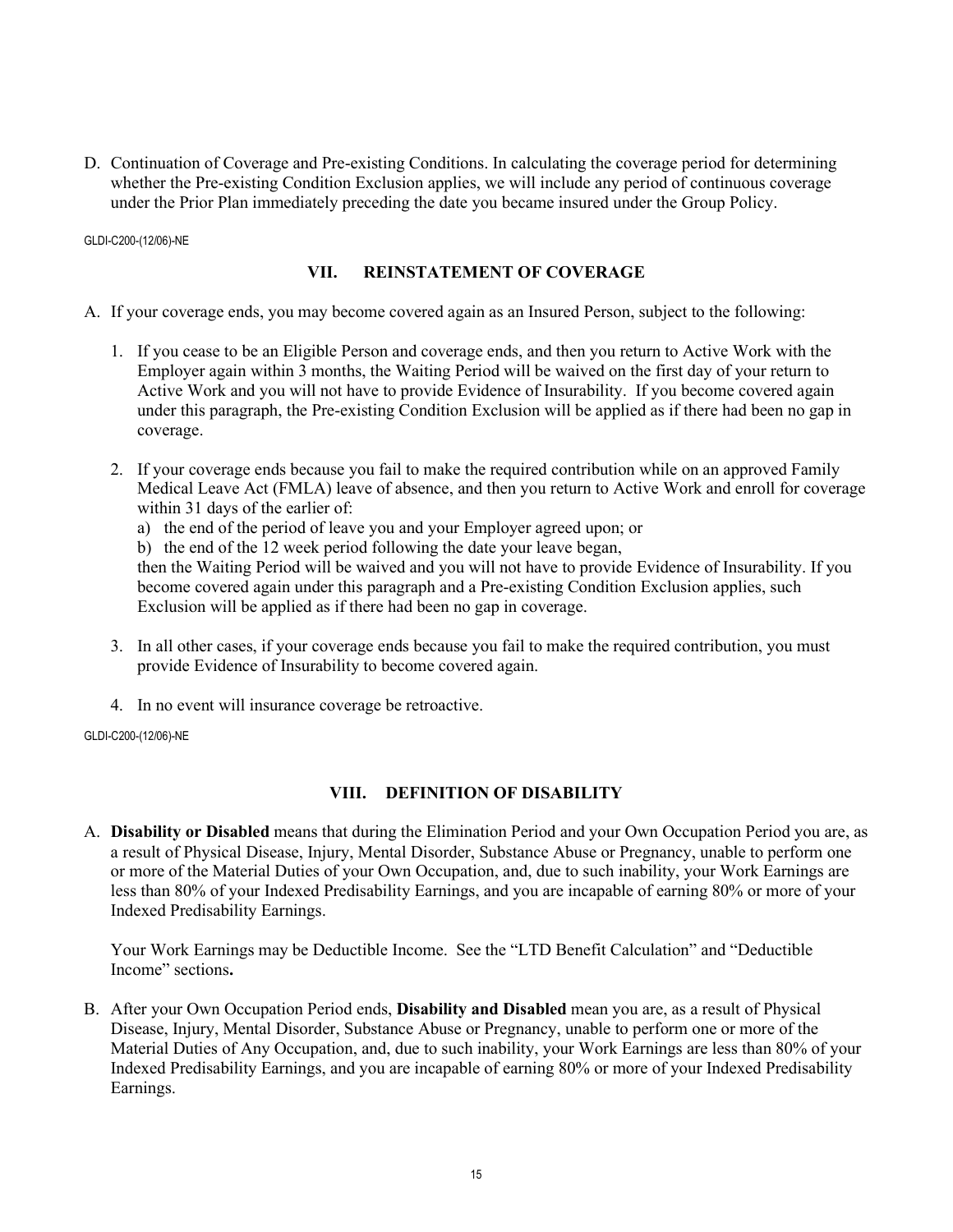D. Continuation of Coverage and Pre-existing Conditions. In calculating the coverage period for determining whether the Pre-existing Condition Exclusion applies, we will include any period of continuous coverage under the Prior Plan immediately preceding the date you became insured under the Group Policy.

GLDI-C200-(12/06)-NE

## VII. REINSTATEMENT OF COVERAGE

A. If your coverage ends, you may become covered again as an Insured Person, subject to the following:

1. If you cease to be an Eligible Person and coverage ends, and then you return to Active Work with the Employer again within 3 months, the Waiting Period will be waived on the first day of your return to Active Work and you will not have to provide Evidence of Insurability. If you become covered again under this paragraph, the Pre-existing Condition Exclusion will be applied as if there had been no gap in coverage.

2. If your coverage ends because you fail to make the required contribution while on an approved Family Medical Leave Act (FMLA) leave of absence, and then you return to Active Work and enroll for coverage within 31 days of the earlier of:
   a) the end of the period of leave you and your Employer agreed upon; or
   b) the end of the 12 week period following the date your leave began,

   then the Waiting Period will be waived and you will not have to provide Evidence of Insurability. If you become covered again under this paragraph and a Pre-existing Condition Exclusion applies, such Exclusion will be applied as if there had been no gap in coverage.

3. In all other cases, if your coverage ends because you fail to make the required contribution, you must provide Evidence of Insurability to become covered again.

4. In no event will insurance coverage be retroactive.

GLDI-C200-(12/06)-NE

## VIII. DEFINITION OF DISABILITY

A. **Disability or Disabled** means that during the Elimination Period and your Own Occupation Period you are, as a result of Physical Disease, Injury, Mental Disorder, Substance Abuse or Pregnancy, unable to perform one or more of the Material Duties of your Own Occupation, and, due to such inability, your Work Earnings are less than 80% of your Indexed Predisability Earnings, and you are incapable of earning 80% or more of your Indexed Predisability Earnings.

   Your Work Earnings may be Deductible Income. See the "LTD Benefit Calculation" and "Deductible Income" sections**.**

B. After your Own Occupation Period ends, **Disability and Disabled** mean you are, as a result of Physical Disease, Injury, Mental Disorder, Substance Abuse or Pregnancy, unable to perform one or more of the Material Duties of Any Occupation, and, due to such inability, your Work Earnings are less than 80% of your Indexed Predisability Earnings, and you are incapable of earning 80% or more of your Indexed Predisability Earnings.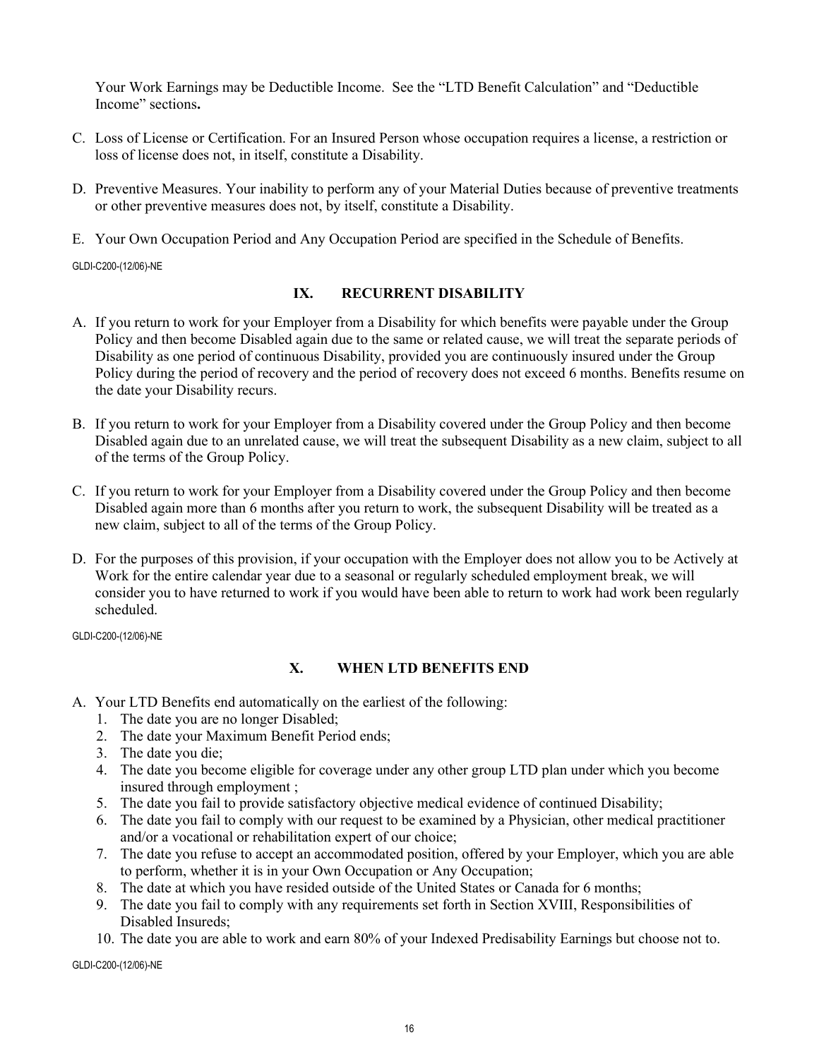Your Work Earnings may be Deductible Income. See the "LTD Benefit Calculation" and "Deductible Income" sections**.**

C. Loss of License or Certification. For an Insured Person whose occupation requires a license, a restriction or loss of license does not, in itself, constitute a Disability.

D. Preventive Measures. Your inability to perform any of your Material Duties because of preventive treatments or other preventive measures does not, by itself, constitute a Disability.

E. Your Own Occupation Period and Any Occupation Period are specified in the Schedule of Benefits.

GLDI-C200-(12/06)-NE

## IX. RECURRENT DISABILITY

A. If you return to work for your Employer from a Disability for which benefits were payable under the Group Policy and then become Disabled again due to the same or related cause, we will treat the separate periods of Disability as one period of continuous Disability, provided you are continuously insured under the Group Policy during the period of recovery and the period of recovery does not exceed 6 months. Benefits resume on the date your Disability recurs.

B. If you return to work for your Employer from a Disability covered under the Group Policy and then become Disabled again due to an unrelated cause, we will treat the subsequent Disability as a new claim, subject to all of the terms of the Group Policy.

C. If you return to work for your Employer from a Disability covered under the Group Policy and then become Disabled again more than 6 months after you return to work, the subsequent Disability will be treated as a new claim, subject to all of the terms of the Group Policy.

D. For the purposes of this provision, if your occupation with the Employer does not allow you to be Actively at Work for the entire calendar year due to a seasonal or regularly scheduled employment break, we will consider you to have returned to work if you would have been able to return to work had work been regularly scheduled.

GLDI-C200-(12/06)-NE

## X. WHEN LTD BENEFITS END

A. Your LTD Benefits end automatically on the earliest of the following:
   1. The date you are no longer Disabled;
   2. The date your Maximum Benefit Period ends;
   3. The date you die;
   4. The date you become eligible for coverage under any other group LTD plan under which you become insured through employment ;
   5. The date you fail to provide satisfactory objective medical evidence of continued Disability;
   6. The date you fail to comply with our request to be examined by a Physician, other medical practitioner and/or a vocational or rehabilitation expert of our choice;
   7. The date you refuse to accept an accommodated position, offered by your Employer, which you are able to perform, whether it is in your Own Occupation or Any Occupation;
   8. The date at which you have resided outside of the United States or Canada for 6 months;
   9. The date you fail to comply with any requirements set forth in Section XVIII, Responsibilities of Disabled Insureds;
   10. The date you are able to work and earn 80% of your Indexed Predisability Earnings but choose not to.

GLDI-C200-(12/06)-NE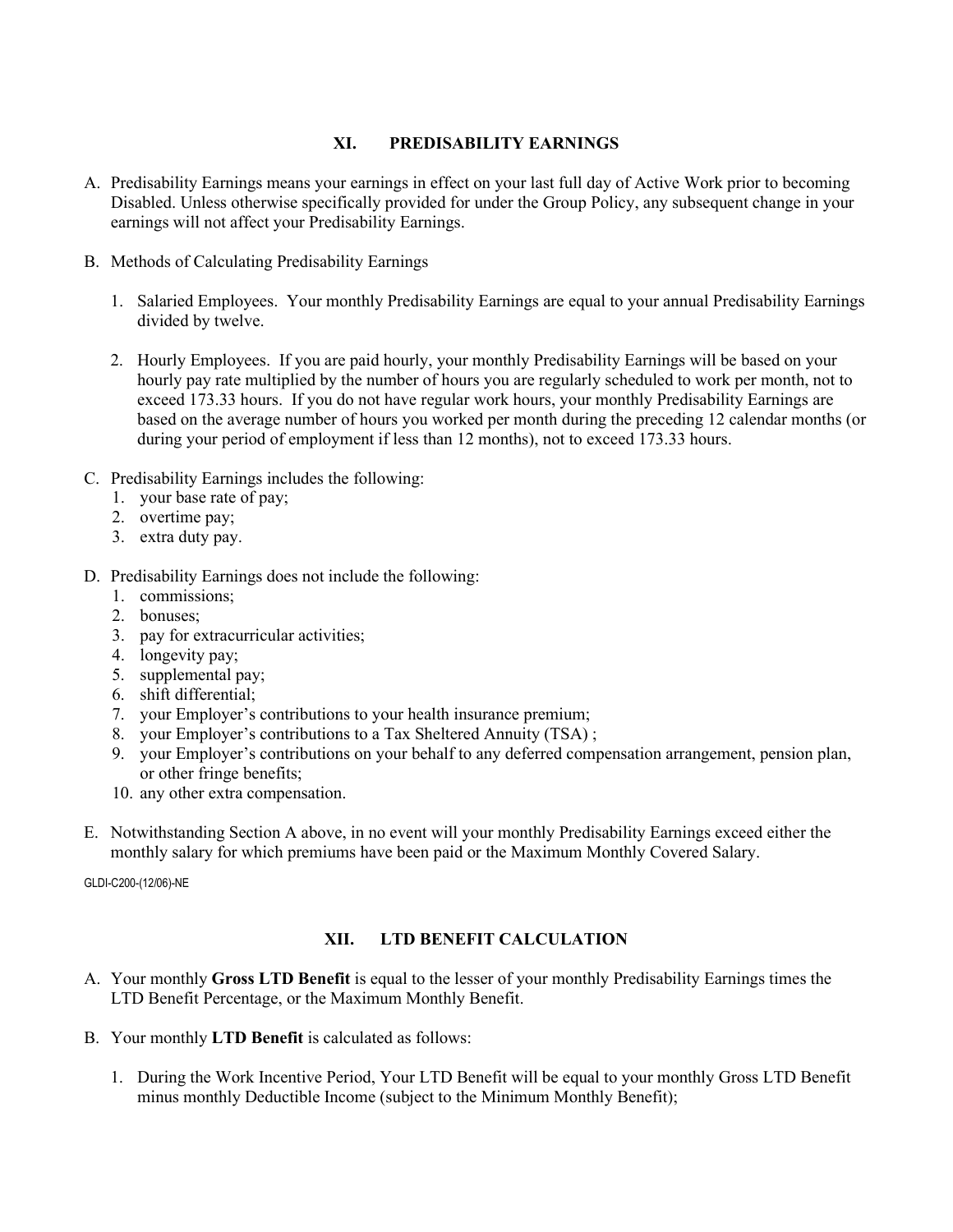## XI. PREDISABILITY EARNINGS

A. Predisability Earnings means your earnings in effect on your last full day of Active Work prior to becoming Disabled. Unless otherwise specifically provided for under the Group Policy, any subsequent change in your earnings will not affect your Predisability Earnings.

B. Methods of Calculating Predisability Earnings

   1. Salaried Employees. Your monthly Predisability Earnings are equal to your annual Predisability Earnings divided by twelve.

   2. Hourly Employees. If you are paid hourly, your monthly Predisability Earnings will be based on your hourly pay rate multiplied by the number of hours you are regularly scheduled to work per month, not to exceed 173.33 hours. If you do not have regular work hours, your monthly Predisability Earnings are based on the average number of hours you worked per month during the preceding 12 calendar months (or during your period of employment if less than 12 months), not to exceed 173.33 hours.

C. Predisability Earnings includes the following:
   1. your base rate of pay;
   2. overtime pay;
   3. extra duty pay.

D. Predisability Earnings does not include the following:
   1. commissions;
   2. bonuses;
   3. pay for extracurricular activities;
   4. longevity pay;
   5. supplemental pay;
   6. shift differential;
   7. your Employer's contributions to your health insurance premium;
   8. your Employer's contributions to a Tax Sheltered Annuity (TSA) ;
   9. your Employer's contributions on your behalf to any deferred compensation arrangement, pension plan, or other fringe benefits;
   10. any other extra compensation.

E. Notwithstanding Section A above, in no event will your monthly Predisability Earnings exceed either the monthly salary for which premiums have been paid or the Maximum Monthly Covered Salary.

GLDI-C200-(12/06)-NE

## XII. LTD BENEFIT CALCULATION

A. Your monthly **Gross LTD Benefit** is equal to the lesser of your monthly Predisability Earnings times the LTD Benefit Percentage, or the Maximum Monthly Benefit.

B. Your monthly **LTD Benefit** is calculated as follows:

   1. During the Work Incentive Period, Your LTD Benefit will be equal to your monthly Gross LTD Benefit minus monthly Deductible Income (subject to the Minimum Monthly Benefit);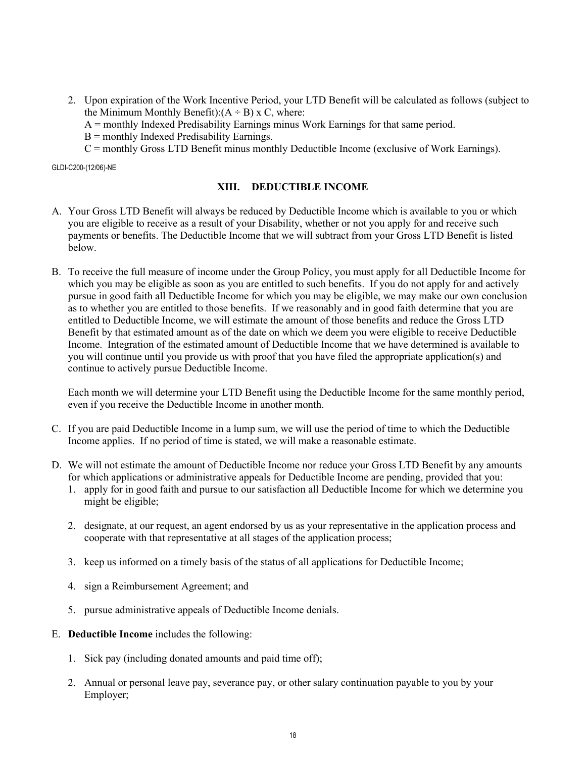2. Upon expiration of the Work Incentive Period, your LTD Benefit will be calculated as follows (subject to the Minimum Monthly Benefit):$(A \div B) \times C$, where:
   A = monthly Indexed Predisability Earnings minus Work Earnings for that same period.
   B = monthly Indexed Predisability Earnings.
   C = monthly Gross LTD Benefit minus monthly Deductible Income (exclusive of Work Earnings).

GLDI-C200-(12/06)-NE

## XIII. DEDUCTIBLE INCOME

A. Your Gross LTD Benefit will always be reduced by Deductible Income which is available to you or which you are eligible to receive as a result of your Disability, whether or not you apply for and receive such payments or benefits. The Deductible Income that we will subtract from your Gross LTD Benefit is listed below.

B. To receive the full measure of income under the Group Policy, you must apply for all Deductible Income for which you may be eligible as soon as you are entitled to such benefits. If you do not apply for and actively pursue in good faith all Deductible Income for which you may be eligible, we may make our own conclusion as to whether you are entitled to those benefits. If we reasonably and in good faith determine that you are entitled to Deductible Income, we will estimate the amount of those benefits and reduce the Gross LTD Benefit by that estimated amount as of the date on which we deem you were eligible to receive Deductible Income. Integration of the estimated amount of Deductible Income that we have determined is available to you will continue until you provide us with proof that you have filed the appropriate application(s) and continue to actively pursue Deductible Income.

   Each month we will determine your LTD Benefit using the Deductible Income for the same monthly period, even if you receive the Deductible Income in another month.

C. If you are paid Deductible Income in a lump sum, we will use the period of time to which the Deductible Income applies. If no period of time is stated, we will make a reasonable estimate.

D. We will not estimate the amount of Deductible Income nor reduce your Gross LTD Benefit by any amounts for which applications or administrative appeals for Deductible Income are pending, provided that you:
   1. apply for in good faith and pursue to our satisfaction all Deductible Income for which we determine you might be eligible;

   2. designate, at our request, an agent endorsed by us as your representative in the application process and cooperate with that representative at all stages of the application process;

   3. keep us informed on a timely basis of the status of all applications for Deductible Income;

   4. sign a Reimbursement Agreement; and

   5. pursue administrative appeals of Deductible Income denials.

E. **Deductible Income** includes the following:

   1. Sick pay (including donated amounts and paid time off);

   2. Annual or personal leave pay, severance pay, or other salary continuation payable to you by your Employer;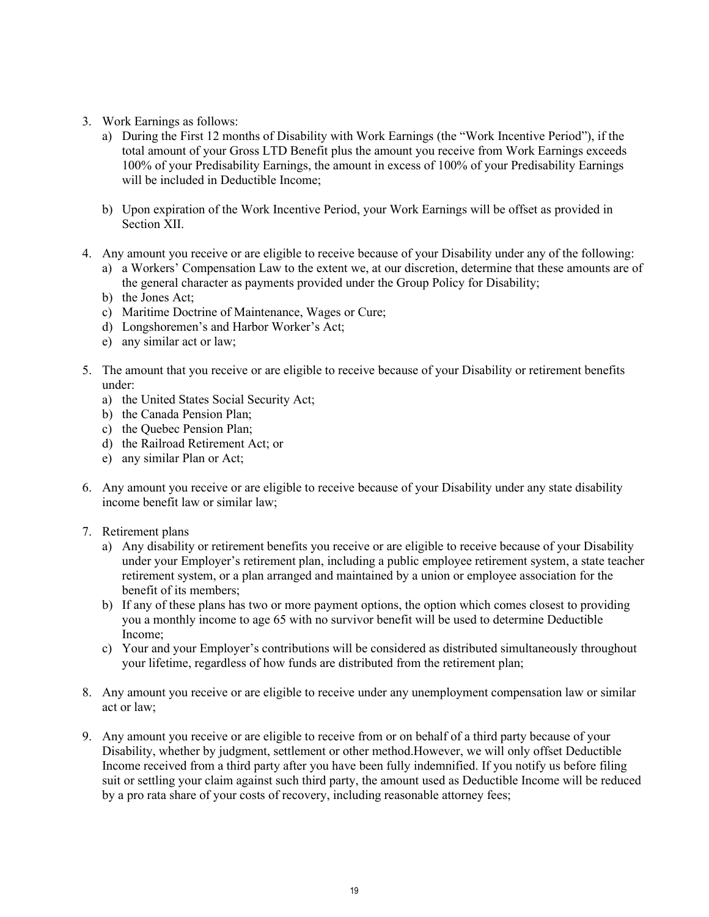3. Work Earnings as follows:
   a) During the First 12 months of Disability with Work Earnings (the "Work Incentive Period"), if the total amount of your Gross LTD Benefit plus the amount you receive from Work Earnings exceeds 100% of your Predisability Earnings, the amount in excess of 100% of your Predisability Earnings will be included in Deductible Income;

   b) Upon expiration of the Work Incentive Period, your Work Earnings will be offset as provided in Section XII.

4. Any amount you receive or are eligible to receive because of your Disability under any of the following:
   a) a Workers' Compensation Law to the extent we, at our discretion, determine that these amounts are of the general character as payments provided under the Group Policy for Disability;
   b) the Jones Act;
   c) Maritime Doctrine of Maintenance, Wages or Cure;
   d) Longshoremen's and Harbor Worker's Act;
   e) any similar act or law;

5. The amount that you receive or are eligible to receive because of your Disability or retirement benefits under:
   a) the United States Social Security Act;
   b) the Canada Pension Plan;
   c) the Quebec Pension Plan;
   d) the Railroad Retirement Act; or
   e) any similar Plan or Act;

6. Any amount you receive or are eligible to receive because of your Disability under any state disability income benefit law or similar law;

7. Retirement plans
   a) Any disability or retirement benefits you receive or are eligible to receive because of your Disability under your Employer's retirement plan, including a public employee retirement system, a state teacher retirement system, or a plan arranged and maintained by a union or employee association for the benefit of its members;
   b) If any of these plans has two or more payment options, the option which comes closest to providing you a monthly income to age 65 with no survivor benefit will be used to determine Deductible Income;
   c) Your and your Employer's contributions will be considered as distributed simultaneously throughout your lifetime, regardless of how funds are distributed from the retirement plan;

8. Any amount you receive or are eligible to receive under any unemployment compensation law or similar act or law;

9. Any amount you receive or are eligible to receive from or on behalf of a third party because of your Disability, whether by judgment, settlement or other method.However, we will only offset Deductible Income received from a third party after you have been fully indemnified. If you notify us before filing suit or settling your claim against such third party, the amount used as Deductible Income will be reduced by a pro rata share of your costs of recovery, including reasonable attorney fees;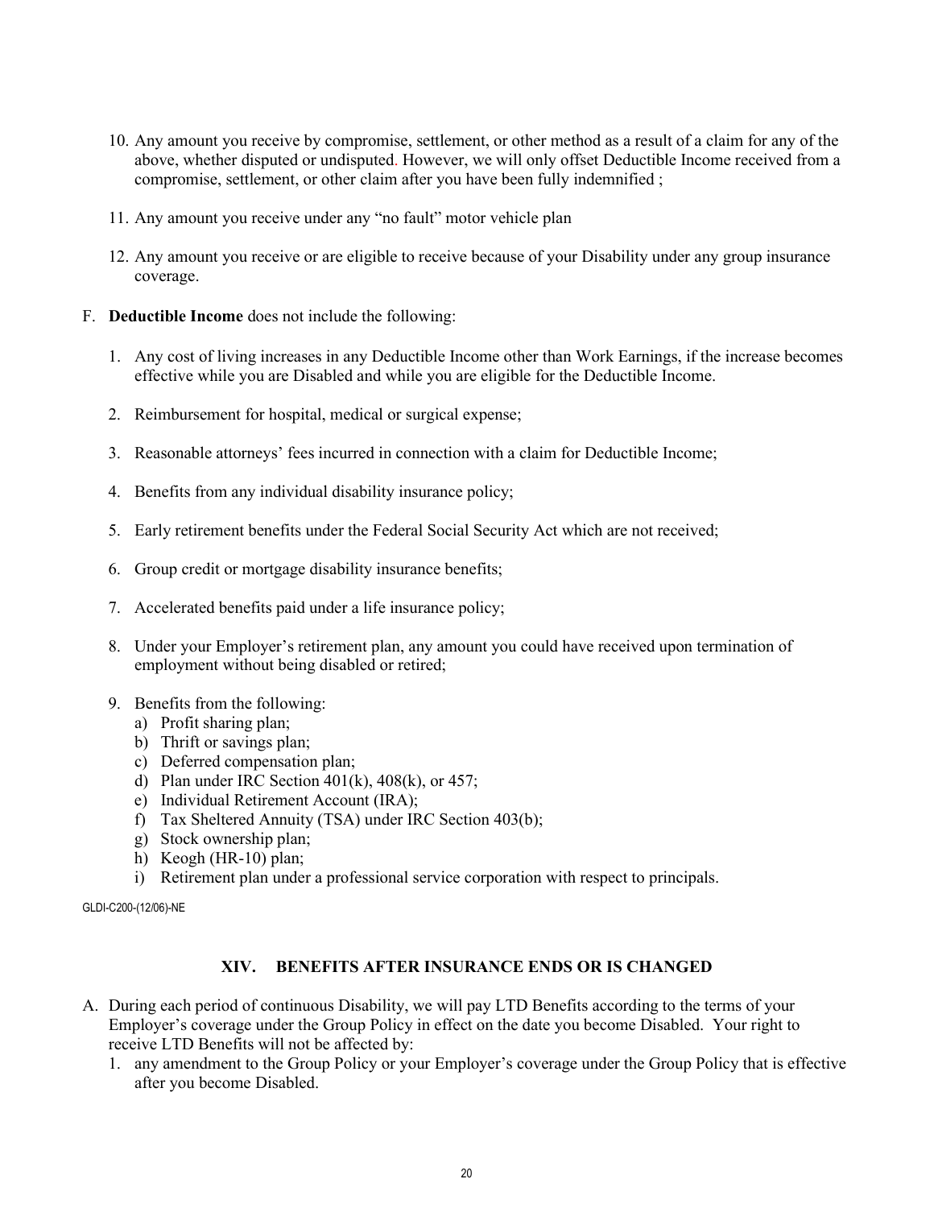10. Any amount you receive by compromise, settlement, or other method as a result of a claim for any of the above, whether disputed or undisputed. However, we will only offset Deductible Income received from a compromise, settlement, or other claim after you have been fully indemnified ;

11. Any amount you receive under any "no fault" motor vehicle plan

12. Any amount you receive or are eligible to receive because of your Disability under any group insurance coverage.

F. **Deductible Income** does not include the following:

   1. Any cost of living increases in any Deductible Income other than Work Earnings, if the increase becomes effective while you are Disabled and while you are eligible for the Deductible Income.

   2. Reimbursement for hospital, medical or surgical expense;

   3. Reasonable attorneys' fees incurred in connection with a claim for Deductible Income;

   4. Benefits from any individual disability insurance policy;

   5. Early retirement benefits under the Federal Social Security Act which are not received;

   6. Group credit or mortgage disability insurance benefits;

   7. Accelerated benefits paid under a life insurance policy;

   8. Under your Employer's retirement plan, any amount you could have received upon termination of employment without being disabled or retired;

   9. Benefits from the following:
      a) Profit sharing plan;
      b) Thrift or savings plan;
      c) Deferred compensation plan;
      d) Plan under IRC Section 401(k), 408(k), or 457;
      e) Individual Retirement Account (IRA);
      f) Tax Sheltered Annuity (TSA) under IRC Section 403(b);
      g) Stock ownership plan;
      h) Keogh (HR-10) plan;
      i) Retirement plan under a professional service corporation with respect to principals.

GLDI-C200-(12/06)-NE

## XIV. BENEFITS AFTER INSURANCE ENDS OR IS CHANGED

A. During each period of continuous Disability, we will pay LTD Benefits according to the terms of your Employer's coverage under the Group Policy in effect on the date you become Disabled. Your right to receive LTD Benefits will not be affected by:
   1. any amendment to the Group Policy or your Employer's coverage under the Group Policy that is effective after you become Disabled.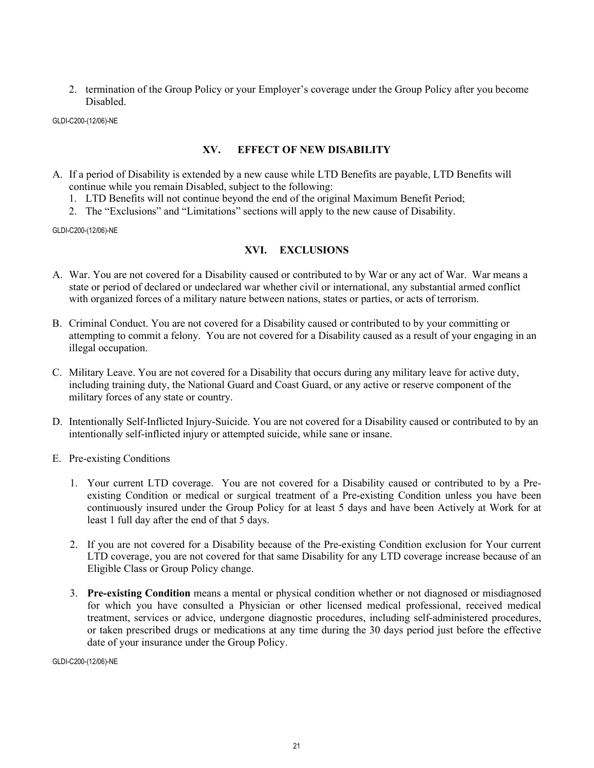2. termination of the Group Policy or your Employer's coverage under the Group Policy after you become Disabled.

GLDI-C200-(12/06)-NE

## XV. EFFECT OF NEW DISABILITY

A. If a period of Disability is extended by a new cause while LTD Benefits are payable, LTD Benefits will continue while you remain Disabled, subject to the following:
   1. LTD Benefits will not continue beyond the end of the original Maximum Benefit Period;
   2. The "Exclusions" and "Limitations" sections will apply to the new cause of Disability.

GLDI-C200-(12/06)-NE

## XVI. EXCLUSIONS

A. War. You are not covered for a Disability caused or contributed to by War or any act of War. War means a state or period of declared or undeclared war whether civil or international, any substantial armed conflict with organized forces of a military nature between nations, states or parties, or acts of terrorism.

B. Criminal Conduct. You are not covered for a Disability caused or contributed to by your committing or attempting to commit a felony. You are not covered for a Disability caused as a result of your engaging in an illegal occupation.

C. Military Leave. You are not covered for a Disability that occurs during any military leave for active duty, including training duty, the National Guard and Coast Guard, or any active or reserve component of the military forces of any state or country.

D. Intentionally Self-Inflicted Injury-Suicide. You are not covered for a Disability caused or contributed to by an intentionally self-inflicted injury or attempted suicide, while sane or insane.

E. Pre-existing Conditions

   1. Your current LTD coverage. You are not covered for a Disability caused or contributed to by a Pre-existing Condition or medical or surgical treatment of a Pre-existing Condition unless you have been continuously insured under the Group Policy for at least 5 days and have been Actively at Work for at least 1 full day after the end of that 5 days.

   2. If you are not covered for a Disability because of the Pre-existing Condition exclusion for Your current LTD coverage, you are not covered for that same Disability for any LTD coverage increase because of an Eligible Class or Group Policy change.

   3. **Pre-existing Condition** means a mental or physical condition whether or not diagnosed or misdiagnosed for which you have consulted a Physician or other licensed medical professional, received medical treatment, services or advice, undergone diagnostic procedures, including self-administered procedures, or taken prescribed drugs or medications at any time during the 30 days period just before the effective date of your insurance under the Group Policy.

GLDI-C200-(12/06)-NE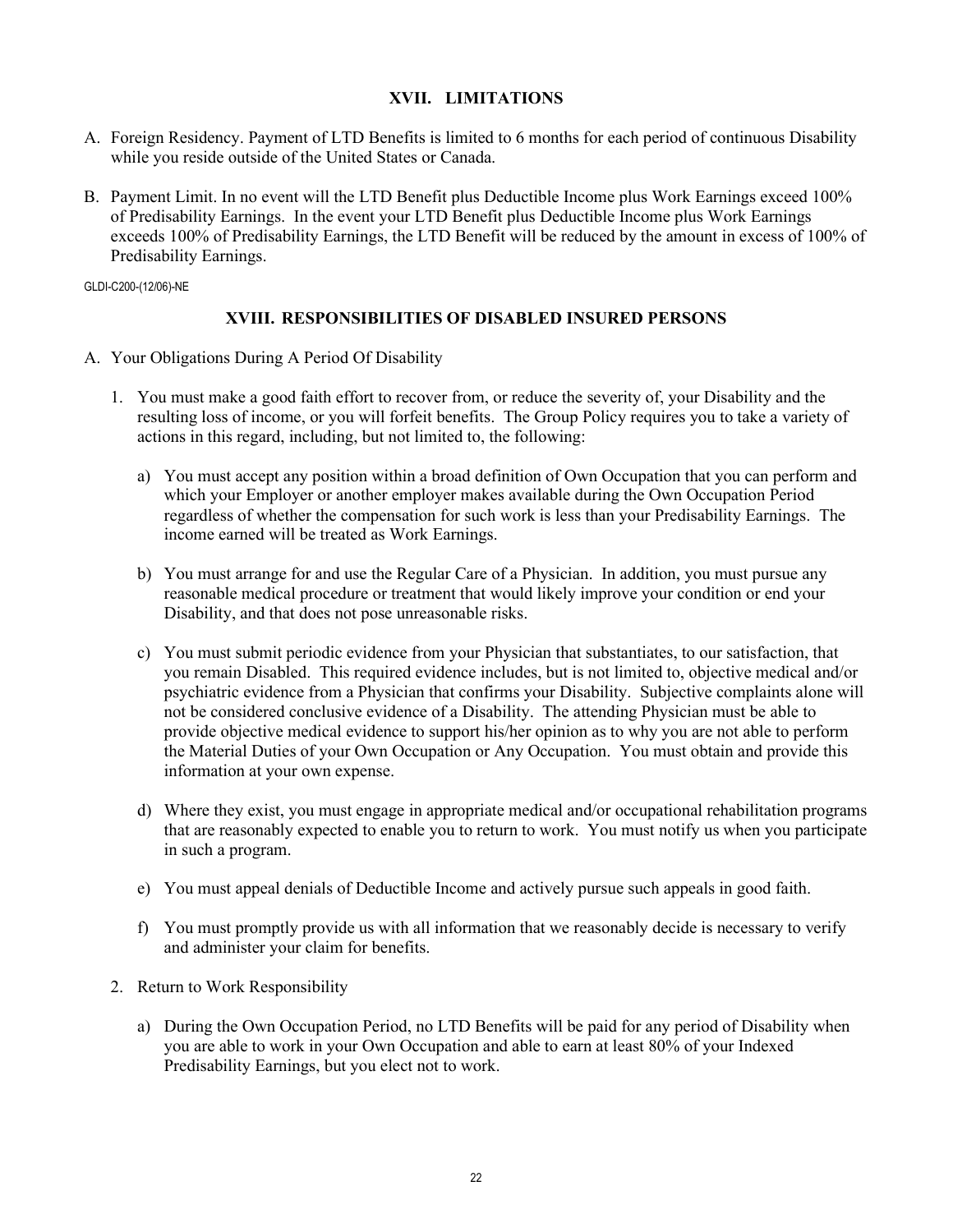## XVII. LIMITATIONS

A. Foreign Residency. Payment of LTD Benefits is limited to 6 months for each period of continuous Disability while you reside outside of the United States or Canada.

B. Payment Limit. In no event will the LTD Benefit plus Deductible Income plus Work Earnings exceed 100% of Predisability Earnings. In the event your LTD Benefit plus Deductible Income plus Work Earnings exceeds 100% of Predisability Earnings, the LTD Benefit will be reduced by the amount in excess of 100% of Predisability Earnings.

GLDI-C200-(12/06)-NE

## XVIII. RESPONSIBILITIES OF DISABLED INSURED PERSONS

A. Your Obligations During A Period Of Disability

1. You must make a good faith effort to recover from, or reduce the severity of, your Disability and the resulting loss of income, or you will forfeit benefits. The Group Policy requires you to take a variety of actions in this regard, including, but not limited to, the following:

   a) You must accept any position within a broad definition of Own Occupation that you can perform and which your Employer or another employer makes available during the Own Occupation Period regardless of whether the compensation for such work is less than your Predisability Earnings. The income earned will be treated as Work Earnings.

   b) You must arrange for and use the Regular Care of a Physician. In addition, you must pursue any reasonable medical procedure or treatment that would likely improve your condition or end your Disability, and that does not pose unreasonable risks.

   c) You must submit periodic evidence from your Physician that substantiates, to our satisfaction, that you remain Disabled. This required evidence includes, but is not limited to, objective medical and/or psychiatric evidence from a Physician that confirms your Disability. Subjective complaints alone will not be considered conclusive evidence of a Disability. The attending Physician must be able to provide objective medical evidence to support his/her opinion as to why you are not able to perform the Material Duties of your Own Occupation or Any Occupation. You must obtain and provide this information at your own expense.

   d) Where they exist, you must engage in appropriate medical and/or occupational rehabilitation programs that are reasonably expected to enable you to return to work. You must notify us when you participate in such a program.

   e) You must appeal denials of Deductible Income and actively pursue such appeals in good faith.

   f) You must promptly provide us with all information that we reasonably decide is necessary to verify and administer your claim for benefits.

2. Return to Work Responsibility

   a) During the Own Occupation Period, no LTD Benefits will be paid for any period of Disability when you are able to work in your Own Occupation and able to earn at least 80% of your Indexed Predisability Earnings, but you elect not to work.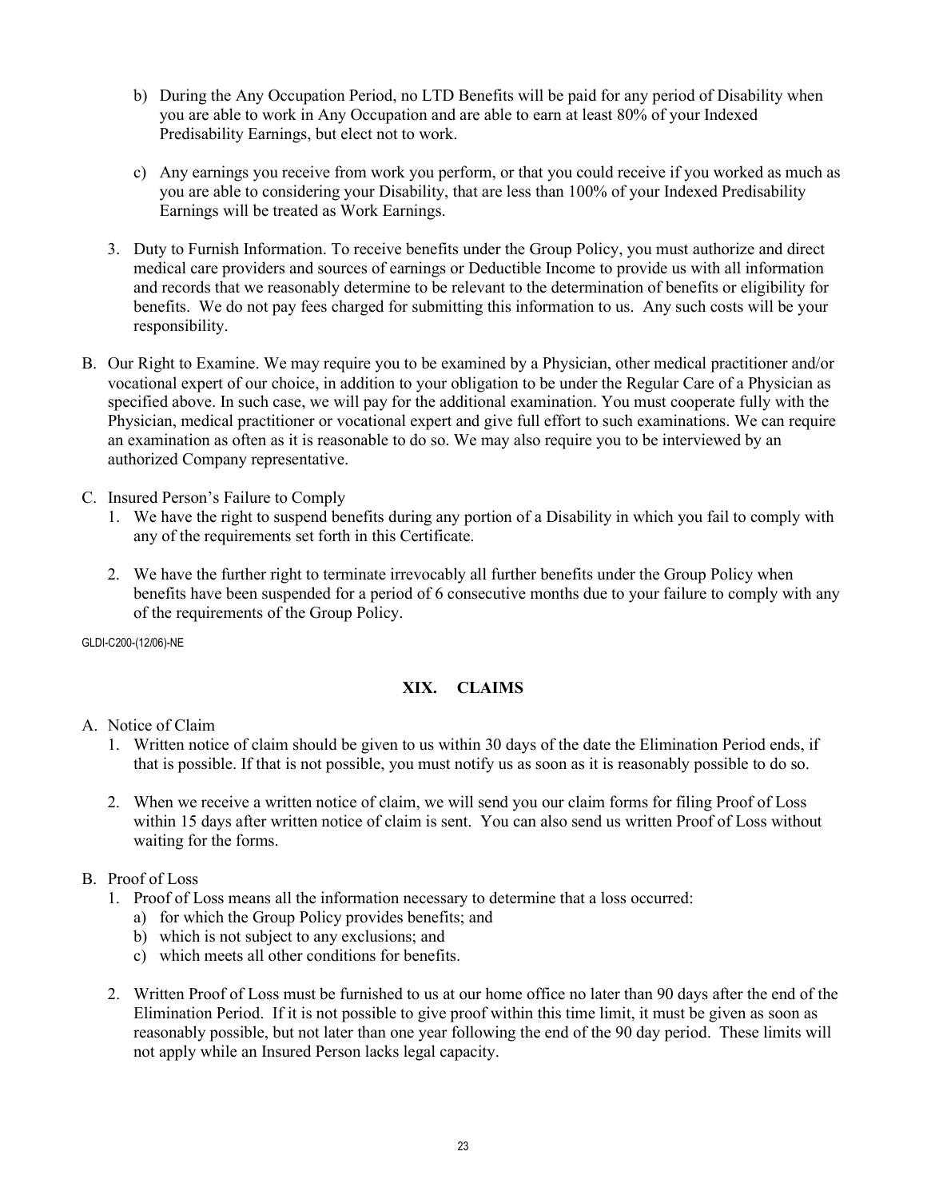b) During the Any Occupation Period, no LTD Benefits will be paid for any period of Disability when you are able to work in Any Occupation and are able to earn at least 80% of your Indexed Predisability Earnings, but elect not to work.

c) Any earnings you receive from work you perform, or that you could receive if you worked as much as you are able to considering your Disability, that are less than 100% of your Indexed Predisability Earnings will be treated as Work Earnings.

3. Duty to Furnish Information. To receive benefits under the Group Policy, you must authorize and direct medical care providers and sources of earnings or Deductible Income to provide us with all information and records that we reasonably determine to be relevant to the determination of benefits or eligibility for benefits. We do not pay fees charged for submitting this information to us. Any such costs will be your responsibility.

B. Our Right to Examine. We may require you to be examined by a Physician, other medical practitioner and/or vocational expert of our choice, in addition to your obligation to be under the Regular Care of a Physician as specified above. In such case, we will pay for the additional examination. You must cooperate fully with the Physician, medical practitioner or vocational expert and give full effort to such examinations. We can require an examination as often as it is reasonable to do so. We may also require you to be interviewed by an authorized Company representative.

C. Insured Person's Failure to Comply

1. We have the right to suspend benefits during any portion of a Disability in which you fail to comply with any of the requirements set forth in this Certificate.

2. We have the further right to terminate irrevocably all further benefits under the Group Policy when benefits have been suspended for a period of 6 consecutive months due to your failure to comply with any of the requirements of the Group Policy.

GLDI-C200-(12/06)-NE

## XIX. CLAIMS

A. Notice of Claim

1. Written notice of claim should be given to us within 30 days of the date the Elimination Period ends, if that is possible. If that is not possible, you must notify us as soon as it is reasonably possible to do so.

2. When we receive a written notice of claim, we will send you our claim forms for filing Proof of Loss within 15 days after written notice of claim is sent. You can also send us written Proof of Loss without waiting for the forms.

B. Proof of Loss

1. Proof of Loss means all the information necessary to determine that a loss occurred:
   a) for which the Group Policy provides benefits; and
   b) which is not subject to any exclusions; and
   c) which meets all other conditions for benefits.

2. Written Proof of Loss must be furnished to us at our home office no later than 90 days after the end of the Elimination Period. If it is not possible to give proof within this time limit, it must be given as soon as reasonably possible, but not later than one year following the end of the 90 day period. These limits will not apply while an Insured Person lacks legal capacity.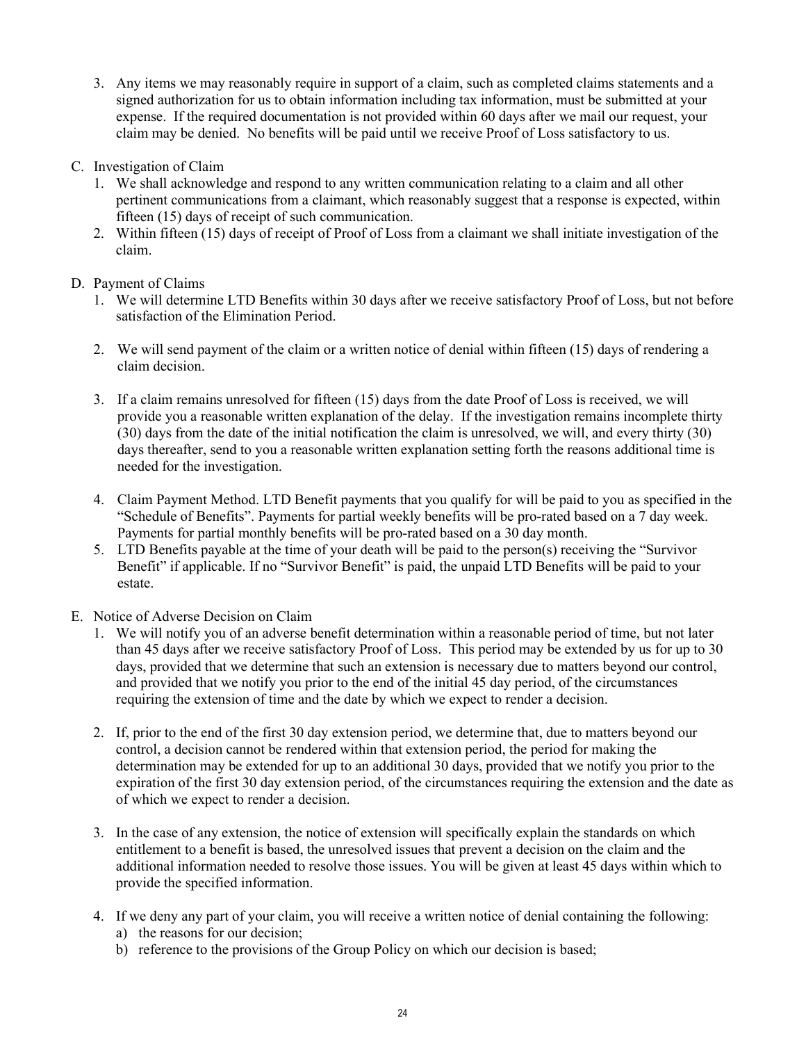3. Any items we may reasonably require in support of a claim, such as completed claims statements and a signed authorization for us to obtain information including tax information, must be submitted at your expense. If the required documentation is not provided within 60 days after we mail our request, your claim may be denied. No benefits will be paid until we receive Proof of Loss satisfactory to us.

C. Investigation of Claim
   1. We shall acknowledge and respond to any written communication relating to a claim and all other pertinent communications from a claimant, which reasonably suggest that a response is expected, within fifteen (15) days of receipt of such communication.
   2. Within fifteen (15) days of receipt of Proof of Loss from a claimant we shall initiate investigation of the claim.

D. Payment of Claims
   1. We will determine LTD Benefits within 30 days after we receive satisfactory Proof of Loss, but not before satisfaction of the Elimination Period.

   2. We will send payment of the claim or a written notice of denial within fifteen (15) days of rendering a claim decision.

   3. If a claim remains unresolved for fifteen (15) days from the date Proof of Loss is received, we will provide you a reasonable written explanation of the delay. If the investigation remains incomplete thirty (30) days from the date of the initial notification the claim is unresolved, we will, and every thirty (30) days thereafter, send to you a reasonable written explanation setting forth the reasons additional time is needed for the investigation.

   4. Claim Payment Method. LTD Benefit payments that you qualify for will be paid to you as specified in the "Schedule of Benefits". Payments for partial weekly benefits will be pro-rated based on a 7 day week. Payments for partial monthly benefits will be pro-rated based on a 30 day month.
   5. LTD Benefits payable at the time of your death will be paid to the person(s) receiving the "Survivor Benefit" if applicable. If no "Survivor Benefit" is paid, the unpaid LTD Benefits will be paid to your estate.

E. Notice of Adverse Decision on Claim
   1. We will notify you of an adverse benefit determination within a reasonable period of time, but not later than 45 days after we receive satisfactory Proof of Loss. This period may be extended by us for up to 30 days, provided that we determine that such an extension is necessary due to matters beyond our control, and provided that we notify you prior to the end of the initial 45 day period, of the circumstances requiring the extension of time and the date by which we expect to render a decision.

   2. If, prior to the end of the first 30 day extension period, we determine that, due to matters beyond our control, a decision cannot be rendered within that extension period, the period for making the determination may be extended for up to an additional 30 days, provided that we notify you prior to the expiration of the first 30 day extension period, of the circumstances requiring the extension and the date as of which we expect to render a decision.

   3. In the case of any extension, the notice of extension will specifically explain the standards on which entitlement to a benefit is based, the unresolved issues that prevent a decision on the claim and the additional information needed to resolve those issues. You will be given at least 45 days within which to provide the specified information.

   4. If we deny any part of your claim, you will receive a written notice of denial containing the following:
      a) the reasons for our decision;
      b) reference to the provisions of the Group Policy on which our decision is based;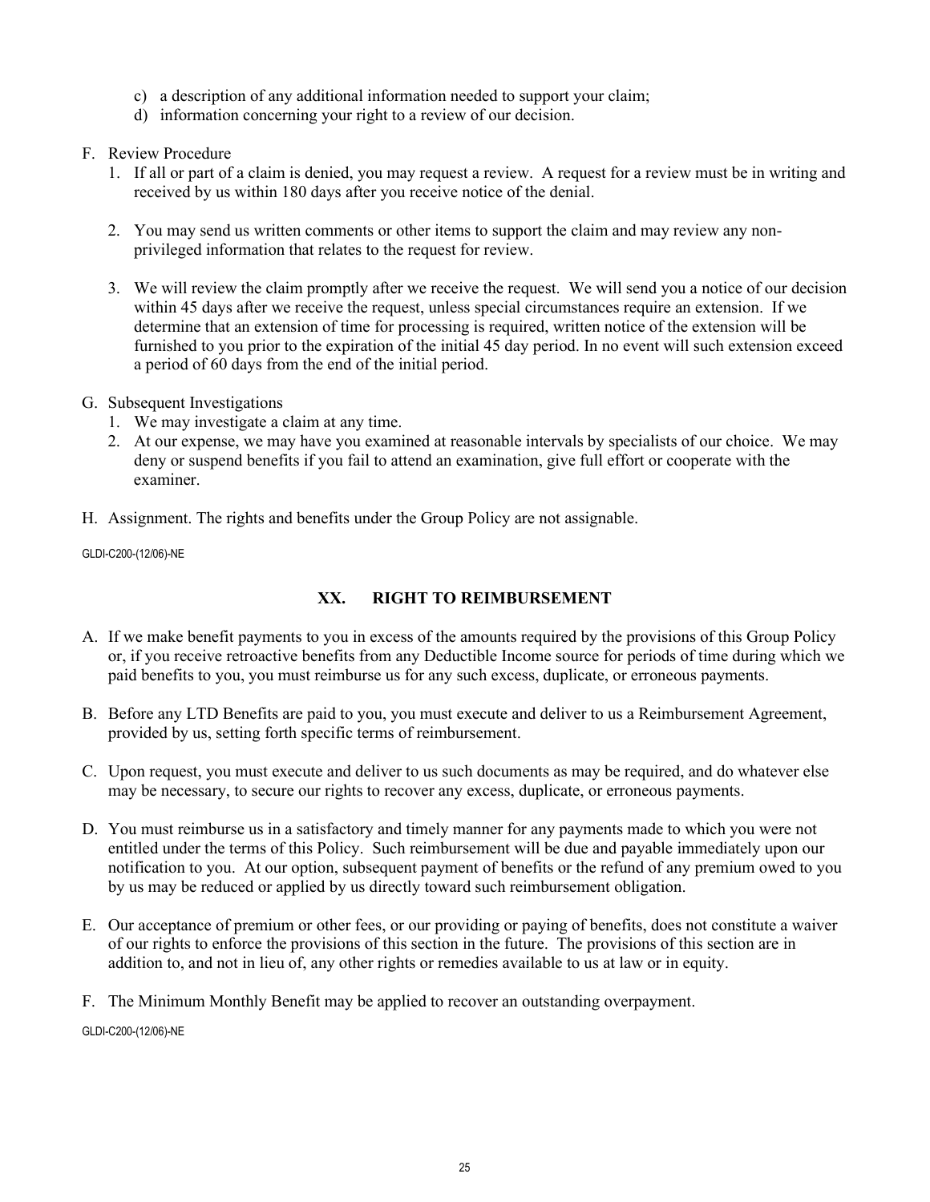c) a description of any additional information needed to support your claim;
d) information concerning your right to a review of our decision.

F. Review Procedure

1. If all or part of a claim is denied, you may request a review. A request for a review must be in writing and received by us within 180 days after you receive notice of the denial.

2. You may send us written comments or other items to support the claim and may review any non-privileged information that relates to the request for review.

3. We will review the claim promptly after we receive the request. We will send you a notice of our decision within 45 days after we receive the request, unless special circumstances require an extension. If we determine that an extension of time for processing is required, written notice of the extension will be furnished to you prior to the expiration of the initial 45 day period. In no event will such extension exceed a period of 60 days from the end of the initial period.

G. Subsequent Investigations

1. We may investigate a claim at any time.
2. At our expense, we may have you examined at reasonable intervals by specialists of our choice. We may deny or suspend benefits if you fail to attend an examination, give full effort or cooperate with the examiner.

H. Assignment. The rights and benefits under the Group Policy are not assignable.

GLDI-C200-(12/06)-NE

## XX. RIGHT TO REIMBURSEMENT

A. If we make benefit payments to you in excess of the amounts required by the provisions of this Group Policy or, if you receive retroactive benefits from any Deductible Income source for periods of time during which we paid benefits to you, you must reimburse us for any such excess, duplicate, or erroneous payments.

B. Before any LTD Benefits are paid to you, you must execute and deliver to us a Reimbursement Agreement, provided by us, setting forth specific terms of reimbursement.

C. Upon request, you must execute and deliver to us such documents as may be required, and do whatever else may be necessary, to secure our rights to recover any excess, duplicate, or erroneous payments.

D. You must reimburse us in a satisfactory and timely manner for any payments made to which you were not entitled under the terms of this Policy. Such reimbursement will be due and payable immediately upon our notification to you. At our option, subsequent payment of benefits or the refund of any premium owed to you by us may be reduced or applied by us directly toward such reimbursement obligation.

E. Our acceptance of premium or other fees, or our providing or paying of benefits, does not constitute a waiver of our rights to enforce the provisions of this section in the future. The provisions of this section are in addition to, and not in lieu of, any other rights or remedies available to us at law or in equity.

F. The Minimum Monthly Benefit may be applied to recover an outstanding overpayment.

GLDI-C200-(12/06)-NE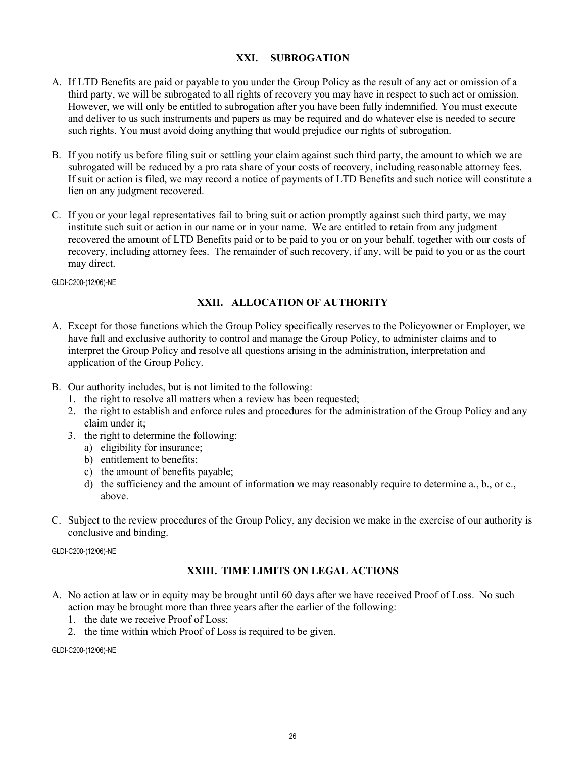## XXI. SUBROGATION

A. If LTD Benefits are paid or payable to you under the Group Policy as the result of any act or omission of a third party, we will be subrogated to all rights of recovery you may have in respect to such act or omission. However, we will only be entitled to subrogation after you have been fully indemnified. You must execute and deliver to us such instruments and papers as may be required and do whatever else is needed to secure such rights. You must avoid doing anything that would prejudice our rights of subrogation.

B. If you notify us before filing suit or settling your claim against such third party, the amount to which we are subrogated will be reduced by a pro rata share of your costs of recovery, including reasonable attorney fees. If suit or action is filed, we may record a notice of payments of LTD Benefits and such notice will constitute a lien on any judgment recovered.

C. If you or your legal representatives fail to bring suit or action promptly against such third party, we may institute such suit or action in our name or in your name. We are entitled to retain from any judgment recovered the amount of LTD Benefits paid or to be paid to you or on your behalf, together with our costs of recovery, including attorney fees. The remainder of such recovery, if any, will be paid to you or as the court may direct.

GLDI-C200-(12/06)-NE

## XXII. ALLOCATION OF AUTHORITY

A. Except for those functions which the Group Policy specifically reserves to the Policyowner or Employer, we have full and exclusive authority to control and manage the Group Policy, to administer claims and to interpret the Group Policy and resolve all questions arising in the administration, interpretation and application of the Group Policy.

B. Our authority includes, but is not limited to the following:
   1. the right to resolve all matters when a review has been requested;
   2. the right to establish and enforce rules and procedures for the administration of the Group Policy and any claim under it;
   3. the right to determine the following:
      a) eligibility for insurance;
      b) entitlement to benefits;
      c) the amount of benefits payable;
      d) the sufficiency and the amount of information we may reasonably require to determine a., b., or c., above.

C. Subject to the review procedures of the Group Policy, any decision we make in the exercise of our authority is conclusive and binding.

GLDI-C200-(12/06)-NE

## XXIII. TIME LIMITS ON LEGAL ACTIONS

A. No action at law or in equity may be brought until 60 days after we have received Proof of Loss. No such action may be brought more than three years after the earlier of the following:
   1. the date we receive Proof of Loss;
   2. the time within which Proof of Loss is required to be given.

GLDI-C200-(12/06)-NE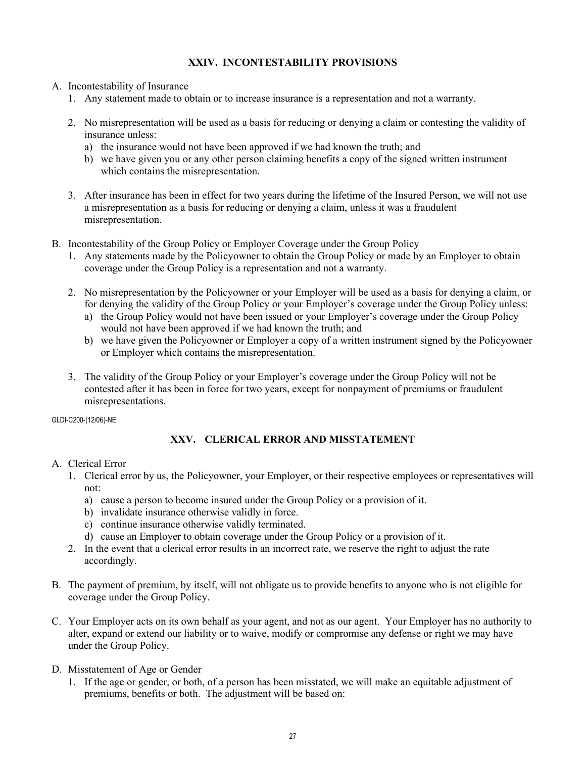## XXIV. INCONTESTABILITY PROVISIONS

A. Incontestability of Insurance

1. Any statement made to obtain or to increase insurance is a representation and not a warranty.

2. No misrepresentation will be used as a basis for reducing or denying a claim or contesting the validity of insurance unless:
   a) the insurance would not have been approved if we had known the truth; and
   b) we have given you or any other person claiming benefits a copy of the signed written instrument which contains the misrepresentation.

3. After insurance has been in effect for two years during the lifetime of the Insured Person, we will not use a misrepresentation as a basis for reducing or denying a claim, unless it was a fraudulent misrepresentation.

B. Incontestability of the Group Policy or Employer Coverage under the Group Policy

1. Any statements made by the Policyowner to obtain the Group Policy or made by an Employer to obtain coverage under the Group Policy is a representation and not a warranty.

2. No misrepresentation by the Policyowner or your Employer will be used as a basis for denying a claim, or for denying the validity of the Group Policy or your Employer's coverage under the Group Policy unless:
   a) the Group Policy would not have been issued or your Employer's coverage under the Group Policy would not have been approved if we had known the truth; and
   b) we have given the Policyowner or Employer a copy of a written instrument signed by the Policyowner or Employer which contains the misrepresentation.

3. The validity of the Group Policy or your Employer's coverage under the Group Policy will not be contested after it has been in force for two years, except for nonpayment of premiums or fraudulent misrepresentations.

GLDI-C200-(12/06)-NE

## XXV. CLERICAL ERROR AND MISSTATEMENT

A. Clerical Error

1. Clerical error by us, the Policyowner, your Employer, or their respective employees or representatives will not:
   a) cause a person to become insured under the Group Policy or a provision of it.
   b) invalidate insurance otherwise validly in force.
   c) continue insurance otherwise validly terminated.
   d) cause an Employer to obtain coverage under the Group Policy or a provision of it.
2. In the event that a clerical error results in an incorrect rate, we reserve the right to adjust the rate accordingly.

B. The payment of premium, by itself, will not obligate us to provide benefits to anyone who is not eligible for coverage under the Group Policy.

C. Your Employer acts on its own behalf as your agent, and not as our agent. Your Employer has no authority to alter, expand or extend our liability or to waive, modify or compromise any defense or right we may have under the Group Policy.

D. Misstatement of Age or Gender

1. If the age or gender, or both, of a person has been misstated, we will make an equitable adjustment of premiums, benefits or both. The adjustment will be based on: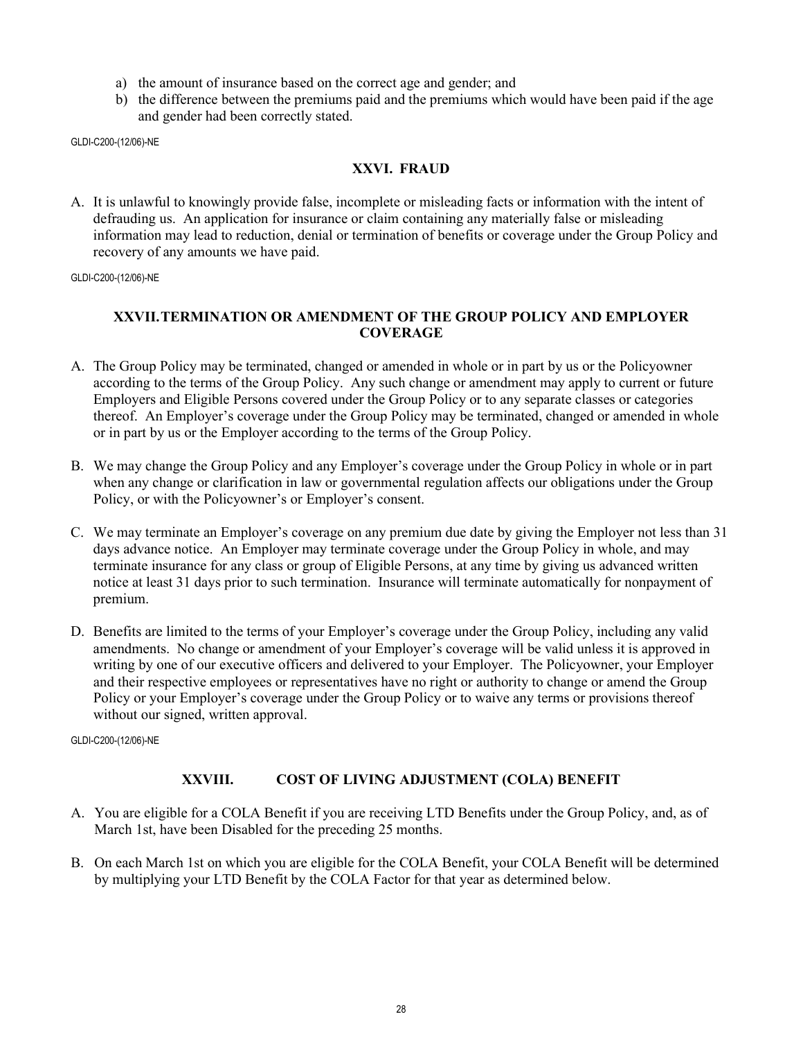a) the amount of insurance based on the correct age and gender; and
b) the difference between the premiums paid and the premiums which would have been paid if the age and gender had been correctly stated.

GLDI-C200-(12/06)-NE

## XXVI. FRAUD

A. It is unlawful to knowingly provide false, incomplete or misleading facts or information with the intent of defrauding us. An application for insurance or claim containing any materially false or misleading information may lead to reduction, denial or termination of benefits or coverage under the Group Policy and recovery of any amounts we have paid.

GLDI-C200-(12/06)-NE

## XXVII. TERMINATION OR AMENDMENT OF THE GROUP POLICY AND EMPLOYER COVERAGE

A. The Group Policy may be terminated, changed or amended in whole or in part by us or the Policyowner according to the terms of the Group Policy. Any such change or amendment may apply to current or future Employers and Eligible Persons covered under the Group Policy or to any separate classes or categories thereof. An Employer's coverage under the Group Policy may be terminated, changed or amended in whole or in part by us or the Employer according to the terms of the Group Policy.

B. We may change the Group Policy and any Employer's coverage under the Group Policy in whole or in part when any change or clarification in law or governmental regulation affects our obligations under the Group Policy, or with the Policyowner's or Employer's consent.

C. We may terminate an Employer's coverage on any premium due date by giving the Employer not less than 31 days advance notice. An Employer may terminate coverage under the Group Policy in whole, and may terminate insurance for any class or group of Eligible Persons, at any time by giving us advanced written notice at least 31 days prior to such termination. Insurance will terminate automatically for nonpayment of premium.

D. Benefits are limited to the terms of your Employer's coverage under the Group Policy, including any valid amendments. No change or amendment of your Employer's coverage will be valid unless it is approved in writing by one of our executive officers and delivered to your Employer. The Policyowner, your Employer and their respective employees or representatives have no right or authority to change or amend the Group Policy or your Employer's coverage under the Group Policy or to waive any terms or provisions thereof without our signed, written approval.

GLDI-C200-(12/06)-NE

## XXVIII. COST OF LIVING ADJUSTMENT (COLA) BENEFIT

A. You are eligible for a COLA Benefit if you are receiving LTD Benefits under the Group Policy, and, as of March 1st, have been Disabled for the preceding 25 months.

B. On each March 1st on which you are eligible for the COLA Benefit, your COLA Benefit will be determined by multiplying your LTD Benefit by the COLA Factor for that year as determined below.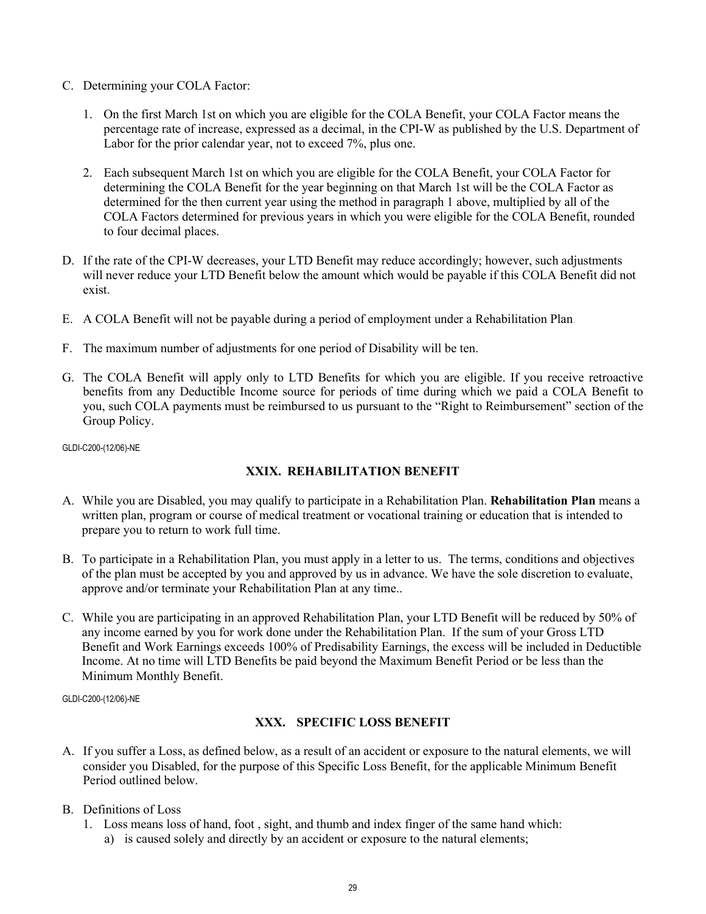C. Determining your COLA Factor:

   1. On the first March 1st on which you are eligible for the COLA Benefit, your COLA Factor means the percentage rate of increase, expressed as a decimal, in the CPI-W as published by the U.S. Department of Labor for the prior calendar year, not to exceed 7%, plus one.

   2. Each subsequent March 1st on which you are eligible for the COLA Benefit, your COLA Factor for determining the COLA Benefit for the year beginning on that March 1st will be the COLA Factor as determined for the then current year using the method in paragraph 1 above, multiplied by all of the COLA Factors determined for previous years in which you were eligible for the COLA Benefit, rounded to four decimal places.

D. If the rate of the CPI-W decreases, your LTD Benefit may reduce accordingly; however, such adjustments will never reduce your LTD Benefit below the amount which would be payable if this COLA Benefit did not exist.

E. A COLA Benefit will not be payable during a period of employment under a Rehabilitation Plan.

F. The maximum number of adjustments for one period of Disability will be ten.

G. The COLA Benefit will apply only to LTD Benefits for which you are eligible. If you receive retroactive benefits from any Deductible Income source for periods of time during which we paid a COLA Benefit to you, such COLA payments must be reimbursed to us pursuant to the "Right to Reimbursement" section of the Group Policy.

GLDI-C200-(12/06)-NE

## XXIX. REHABILITATION BENEFIT

A. While you are Disabled, you may qualify to participate in a Rehabilitation Plan. **Rehabilitation Plan** means a written plan, program or course of medical treatment or vocational training or education that is intended to prepare you to return to work full time.

B. To participate in a Rehabilitation Plan, you must apply in a letter to us. The terms, conditions and objectives of the plan must be accepted by you and approved by us in advance. We have the sole discretion to evaluate, approve and/or terminate your Rehabilitation Plan at any time..

C. While you are participating in an approved Rehabilitation Plan, your LTD Benefit will be reduced by 50% of any income earned by you for work done under the Rehabilitation Plan. If the sum of your Gross LTD Benefit and Work Earnings exceeds 100% of Predisability Earnings, the excess will be included in Deductible Income. At no time will LTD Benefits be paid beyond the Maximum Benefit Period or be less than the Minimum Monthly Benefit.

GLDI-C200-(12/06)-NE

## XXX. SPECIFIC LOSS BENEFIT

A. If you suffer a Loss, as defined below, as a result of an accident or exposure to the natural elements, we will consider you Disabled, for the purpose of this Specific Loss Benefit, for the applicable Minimum Benefit Period outlined below.

B. Definitions of Loss
   1. Loss means loss of hand, foot , sight, and thumb and index finger of the same hand which:
      a) is caused solely and directly by an accident or exposure to the natural elements;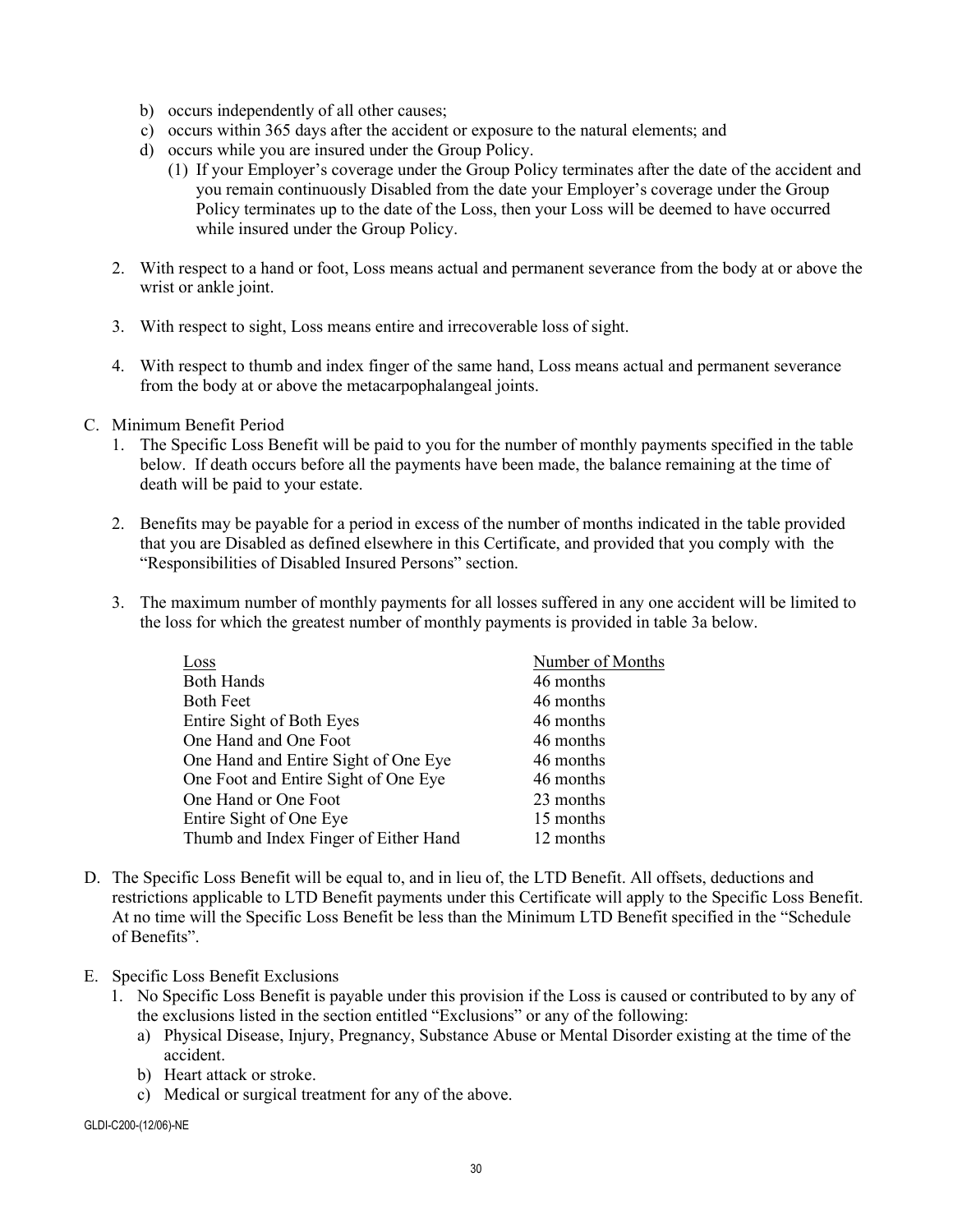b) occurs independently of all other causes;
c) occurs within 365 days after the accident or exposure to the natural elements; and
d) occurs while you are insured under the Group Policy.
   (1) If your Employer's coverage under the Group Policy terminates after the date of the accident and you remain continuously Disabled from the date your Employer's coverage under the Group Policy terminates up to the date of the Loss, then your Loss will be deemed to have occurred while insured under the Group Policy.

2. With respect to a hand or foot, Loss means actual and permanent severance from the body at or above the wrist or ankle joint.

3. With respect to sight, Loss means entire and irrecoverable loss of sight.

4. With respect to thumb and index finger of the same hand, Loss means actual and permanent severance from the body at or above the metacarpophalangeal joints.

C. Minimum Benefit Period
   1. The Specific Loss Benefit will be paid to you for the number of monthly payments specified in the table below. If death occurs before all the payments have been made, the balance remaining at the time of death will be paid to your estate.

   2. Benefits may be payable for a period in excess of the number of months indicated in the table provided that you are Disabled as defined elsewhere in this Certificate, and provided that you comply with the "Responsibilities of Disabled Insured Persons" section.

   3. The maximum number of monthly payments for all losses suffered in any one accident will be limited to the loss for which the greatest number of monthly payments is provided in table 3a below.

| Loss | Number of Months |
|---|---|
| Both Hands | 46 months |
| Both Feet | 46 months |
| Entire Sight of Both Eyes | 46 months |
| One Hand and One Foot | 46 months |
| One Hand and Entire Sight of One Eye | 46 months |
| One Foot and Entire Sight of One Eye | 46 months |
| One Hand or One Foot | 23 months |
| Entire Sight of One Eye | 15 months |
| Thumb and Index Finger of Either Hand | 12 months |

D. The Specific Loss Benefit will be equal to, and in lieu of, the LTD Benefit. All offsets, deductions and restrictions applicable to LTD Benefit payments under this Certificate will apply to the Specific Loss Benefit. At no time will the Specific Loss Benefit be less than the Minimum LTD Benefit specified in the "Schedule of Benefits".

E. Specific Loss Benefit Exclusions
   1. No Specific Loss Benefit is payable under this provision if the Loss is caused or contributed to by any of the exclusions listed in the section entitled "Exclusions" or any of the following:
      a) Physical Disease, Injury, Pregnancy, Substance Abuse or Mental Disorder existing at the time of the accident.
      b) Heart attack or stroke.
      c) Medical or surgical treatment for any of the above.

GLDI-C200-(12/06)-NE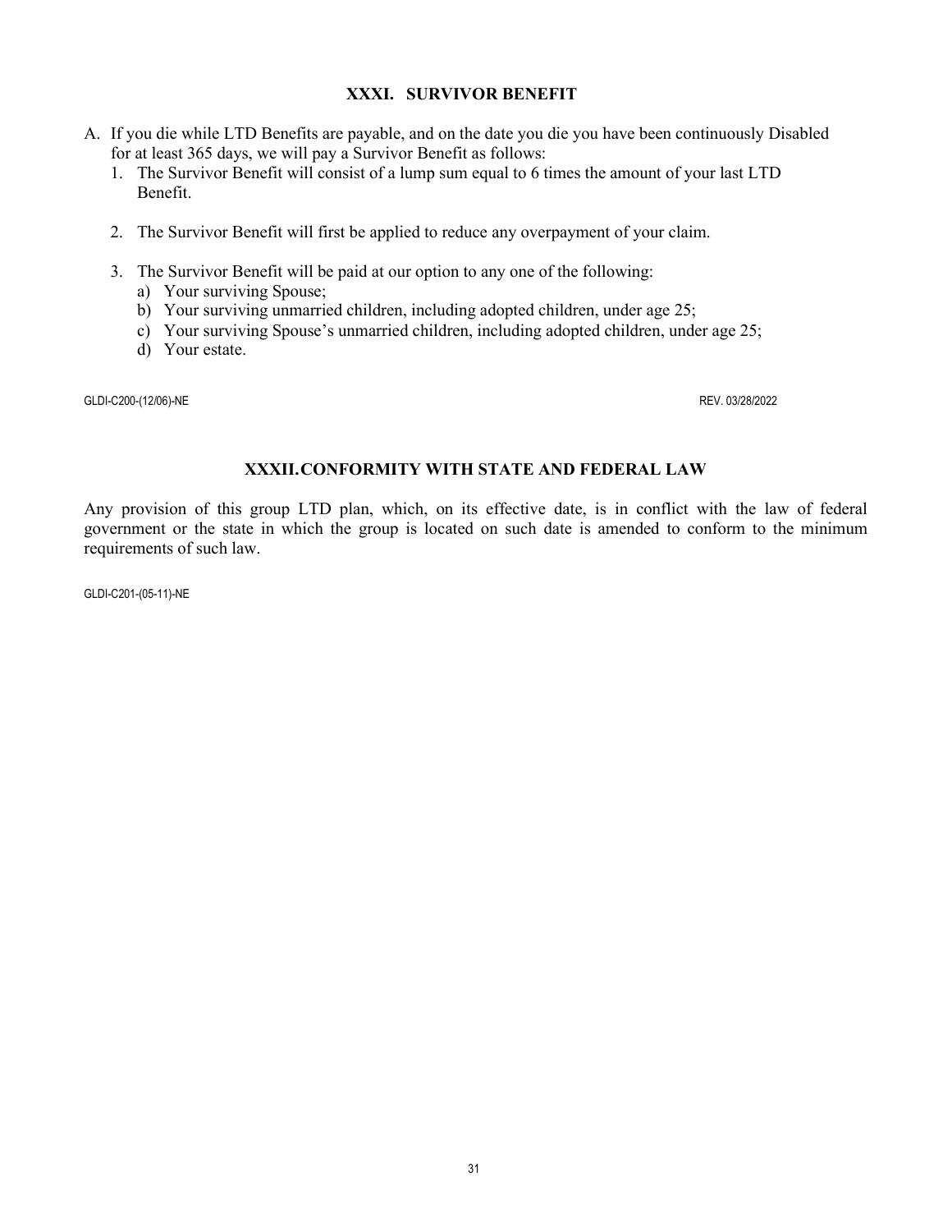## XXXI. SURVIVOR BENEFIT

A. If you die while LTD Benefits are payable, and on the date you die you have been continuously Disabled for at least 365 days, we will pay a Survivor Benefit as follows:
   1. The Survivor Benefit will consist of a lump sum equal to 6 times the amount of your last LTD Benefit.

   2. The Survivor Benefit will first be applied to reduce any overpayment of your claim.

   3. The Survivor Benefit will be paid at our option to any one of the following:
      a) Your surviving Spouse;
      b) Your surviving unmarried children, including adopted children, under age 25;
      c) Your surviving Spouse's unmarried children, including adopted children, under age 25;
      d) Your estate.

GLDI-C200-(12/06)-NE REV. 03/28/2022

## XXXII. CONFORMITY WITH STATE AND FEDERAL LAW

Any provision of this group LTD plan, which, on its effective date, is in conflict with the law of federal government or the state in which the group is located on such date is amended to conform to the minimum requirements of such law.

GLDI-C201-(05-11)-NE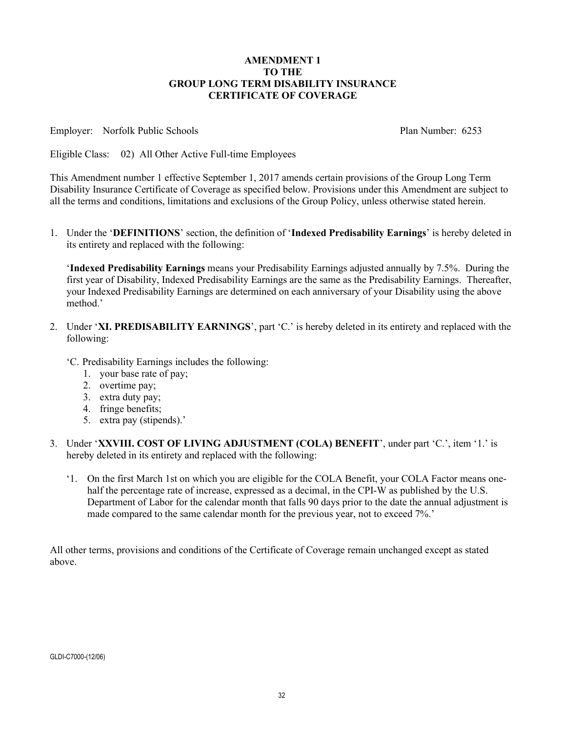# AMENDMENT 1
# TO THE
# GROUP LONG TERM DISABILITY INSURANCE
# CERTIFICATE OF COVERAGE

Employer: Norfolk Public Schools — Plan Number: 6253

Eligible Class: 02) All Other Active Full-time Employees

This Amendment number 1 effective September 1, 2017 amends certain provisions of the Group Long Term Disability Insurance Certificate of Coverage as specified below. Provisions under this Amendment are subject to all the terms and conditions, limitations and exclusions of the Group Policy, unless otherwise stated herein.

1. Under the '**DEFINITIONS**' section, the definition of '**Indexed Predisability Earnings**' is hereby deleted in its entirety and replaced with the following:

   '**Indexed Predisability Earnings** means your Predisability Earnings adjusted annually by 7.5%. During the first year of Disability, Indexed Predisability Earnings are the same as the Predisability Earnings. Thereafter, your Indexed Predisability Earnings are determined on each anniversary of your Disability using the above method.'

2. Under '**XI. PREDISABILITY EARNINGS**', part 'C.' is hereby deleted in its entirety and replaced with the following:

   'C. Predisability Earnings includes the following:
   1. your base rate of pay;
   2. overtime pay;
   3. extra duty pay;
   4. fringe benefits;
   5. extra pay (stipends).'

3. Under '**XXVIII. COST OF LIVING ADJUSTMENT (COLA) BENEFIT**', under part 'C.', item '1.' is hereby deleted in its entirety and replaced with the following:

   '1. On the first March 1st on which you are eligible for the COLA Benefit, your COLA Factor means one-half the percentage rate of increase, expressed as a decimal, in the CPI-W as published by the U.S. Department of Labor for the calendar month that falls 90 days prior to the date the annual adjustment is made compared to the same calendar month for the previous year, not to exceed 7%.'

All other terms, provisions and conditions of the Certificate of Coverage remain unchanged except as stated above.

GLDI-C7000-(12/06)